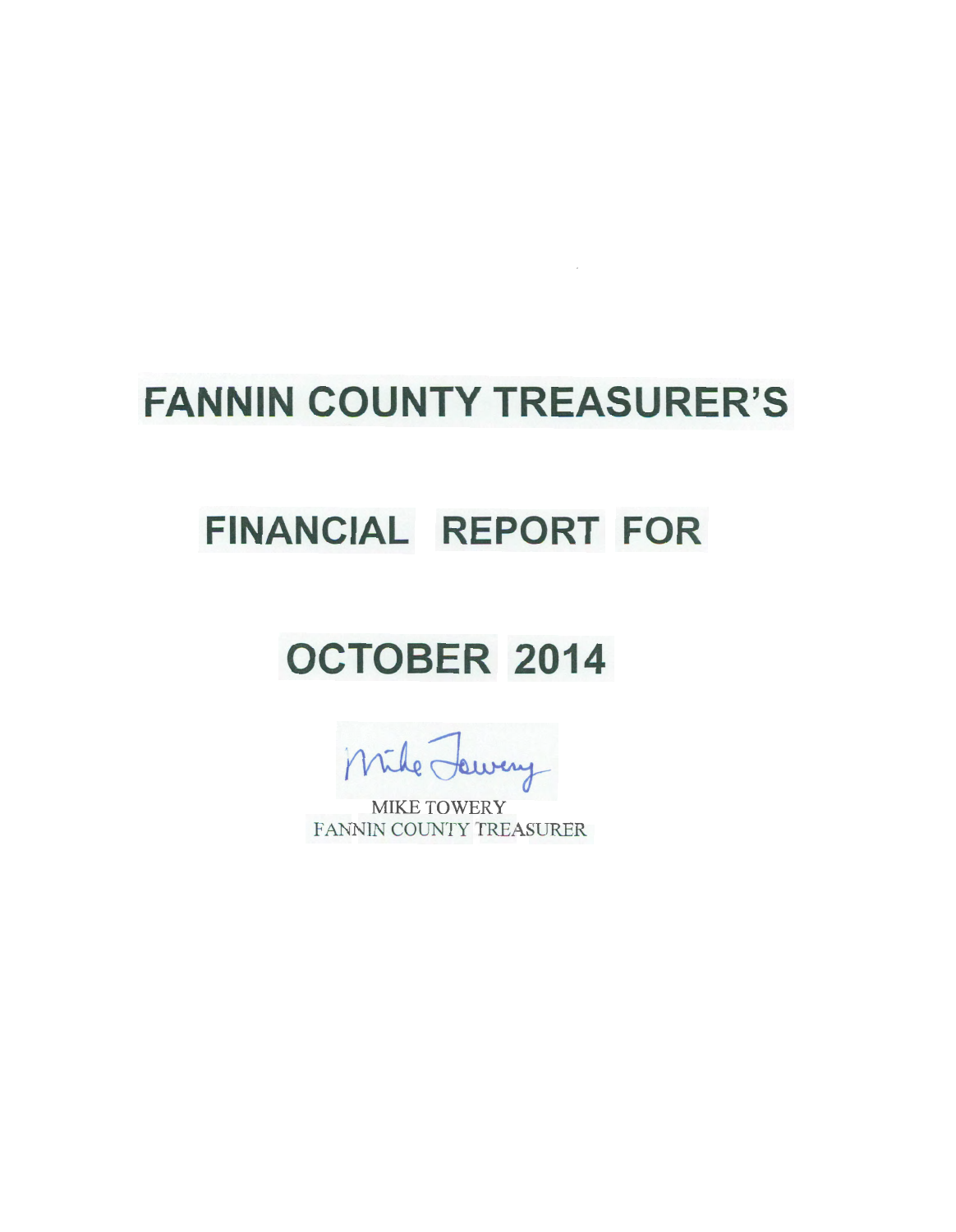# FANNIN COUNTY TREASURER'S

# FINANCIAL REPORT FOR

# OCTOBER 2014

Mike Towery

MIKE TOWERY
FANNIN COUNTY TREASURER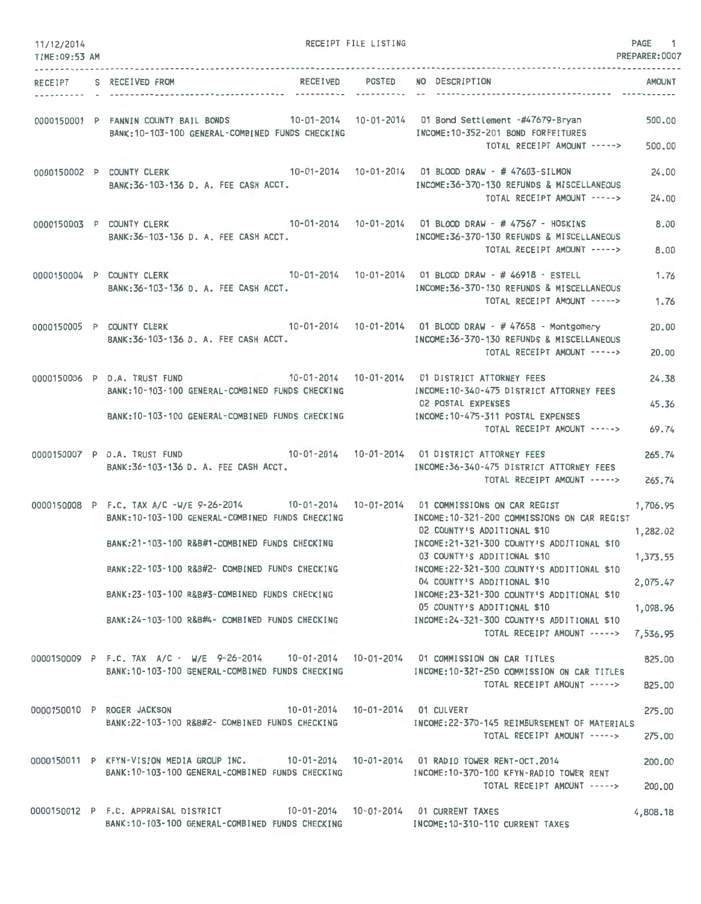11/12/2014 RECEIPT FILE LISTING PAGE 1
TIME:09:53 AM PREPARER:0007

| RECEIPT | S | RECEIVED FROM | RECEIVED | POSTED | NO | DESCRIPTION | AMOUNT |
|---|---|---|---|---|---|---|---|
| 0000150001 | P | FANNIN COUNTY BAIL BONDS | 10-01-2014 | 10-01-2014 | 01 | Bond Settlement -#47679-Bryan | 500.00 |
| | | BANK:10-103-100 GENERAL-COMBINED FUNDS CHECKING | | | | INCOME:10-352-201 BOND FORFEITURES | |
| | | | | | | TOTAL RECEIPT AMOUNT -----> | 500.00 |
| 0000150002 | P | COUNTY CLERK | 10-01-2014 | 10-01-2014 | 01 | BLOOD DRAW - # 47603-SILMON | 24.00 |
| | | BANK:36-103-136 D. A. FEE CASH ACCT. | | | | INCOME:36-370-130 REFUNDS & MISCELLANEOUS | |
| | | | | | | TOTAL RECEIPT AMOUNT -----> | 24.00 |
| 0000150003 | P | COUNTY CLERK | 10-01-2014 | 10-01-2014 | 01 | BLOOD DRAW - # 47567 - HOSKINS | 8.00 |
| | | BANK:36-103-136 D. A. FEE CASH ACCT. | | | | INCOME:36-370-130 REFUNDS & MISCELLANEOUS | |
| | | | | | | TOTAL RECEIPT AMOUNT -----> | 8.00 |
| 0000150004 | P | COUNTY CLERK | 10-01-2014 | 10-01-2014 | 01 | BLOOD DRAW - # 46918 - ESTELL | 1.76 |
| | | BANK:36-103-136 D. A. FEE CASH ACCT. | | | | INCOME:36-370-130 REFUNDS & MISCELLANEOUS | |
| | | | | | | TOTAL RECEIPT AMOUNT -----> | 1.76 |
| 0000150005 | P | COUNTY CLERK | 10-01-2014 | 10-01-2014 | 01 | BLOOD DRAW - # 47658 - Montgomery | 20.00 |
| | | BANK:36-103-136 D. A. FEE CASH ACCT. | | | | INCOME:36-370-130 REFUNDS & MISCELLANEOUS | |
| | | | | | | TOTAL RECEIPT AMOUNT -----> | 20.00 |
| 0000150006 | P | D.A. TRUST FUND | 10-01-2014 | 10-01-2014 | 01 | DISTRICT ATTORNEY FEES | 24.38 |
| | | BANK:10-103-100 GENERAL-COMBINED FUNDS CHECKING | | | | INCOME:10-340-475 DISTRICT ATTORNEY FEES | |
| | | | | | 02 | POSTAL EXPENSES | 45.36 |
| | | BANK:10-103-100 GENERAL-COMBINED FUNDS CHECKING | | | | INCOME:10-475-311 POSTAL EXPENSES | |
| | | | | | | TOTAL RECEIPT AMOUNT -----> | 69.74 |
| 0000150007 | P | D.A. TRUST FUND | 10-01-2014 | 10-01-2014 | 01 | DISTRICT ATTORNEY FEES | 265.74 |
| | | BANK:36-103-136 D. A. FEE CASH ACCT. | | | | INCOME:36-340-475 DISTRICT ATTORNEY FEES | |
| | | | | | | TOTAL RECEIPT AMOUNT -----> | 265.74 |
| 0000150008 | P | F.C. TAX A/C -W/E 9-26-2014 | 10-01-2014 | 10-01-2014 | 01 | COMMISSIONS ON CAR REGIST | 1,706.95 |
| | | BANK:10-103-100 GENERAL-COMBINED FUNDS CHECKING | | | | INCOME:10-321-200 COMMISSIONS ON CAR REGIST | |
| | | | | | 02 | COUNTY'S ADDITIONAL $10 | 1,282.02 |
| | | BANK:21-103-100 R&B#1-COMBINED FUNDS CHECKING | | | | INCOME:21-321-300 COUNTY'S ADDITIONAL $10 | |
| | | | | | 03 | COUNTY'S ADDITIONAL $10 | 1,373.55 |
| | | BANK:22-103-100 R&B#2- COMBINED FUNDS CHECKING | | | | INCOME:22-321-300 COUNTY'S ADDITIONAL $10 | |
| | | | | | 04 | COUNTY'S ADDITIONAL $10 | 2,075.47 |
| | | BANK:23-103-100 R&B#3-COMBINED FUNDS CHECKING | | | | INCOME:23-321-300 COUNTY'S ADDITIONAL $10 | |
| | | | | | 05 | COUNTY'S ADDITIONAL $10 | 1,098.96 |
| | | BANK:24-103-100 R&B#4- COMBINED FUNDS CHECKING | | | | INCOME:24-321-300 COUNTY'S ADDITIONAL $10 | |
| | | | | | | TOTAL RECEIPT AMOUNT -----> | 7,536.95 |
| 0000150009 | P | F.C. TAX A/C - W/E 9-26-2014 | 10-01-2014 | 10-01-2014 | 01 | COMMISSION ON CAR TITLES | 825.00 |
| | | BANK:10-103-100 GENERAL-COMBINED FUNDS CHECKING | | | | INCOME:10-321-250 COMMISSION ON CAR TITLES | |
| | | | | | | TOTAL RECEIPT AMOUNT -----> | 825.00 |
| 0000150010 | P | ROGER JACKSON | 10-01-2014 | 10-01-2014 | 01 | CULVERT | 275.00 |
| | | BANK:22-103-100 R&B#2- COMBINED FUNDS CHECKING | | | | INCOME:22-370-145 REIMBURSEMENT OF MATERIALS | |
| | | | | | | TOTAL RECEIPT AMOUNT -----> | 275.00 |
| 0000150011 | P | KFYN-VISION MEDIA GROUP INC. | 10-01-2014 | 10-01-2014 | 01 | RADIO TOWER RENT-OCT.2014 | 200.00 |
| | | BANK:10-103-100 GENERAL-COMBINED FUNDS CHECKING | | | | INCOME:10-370-100 KFYN-RADIO TOWER RENT | |
| | | | | | | TOTAL RECEIPT AMOUNT -----> | 200.00 |
| 0000150012 | P | F.C. APPRAISAL DISTRICT | 10-01-2014 | 10-01-2014 | 01 | CURRENT TAXES | 4,808.18 |
| | | BANK:10-103-100 GENERAL-COMBINED FUNDS CHECKING | | | | INCOME:10-310-110 CURRENT TAXES | |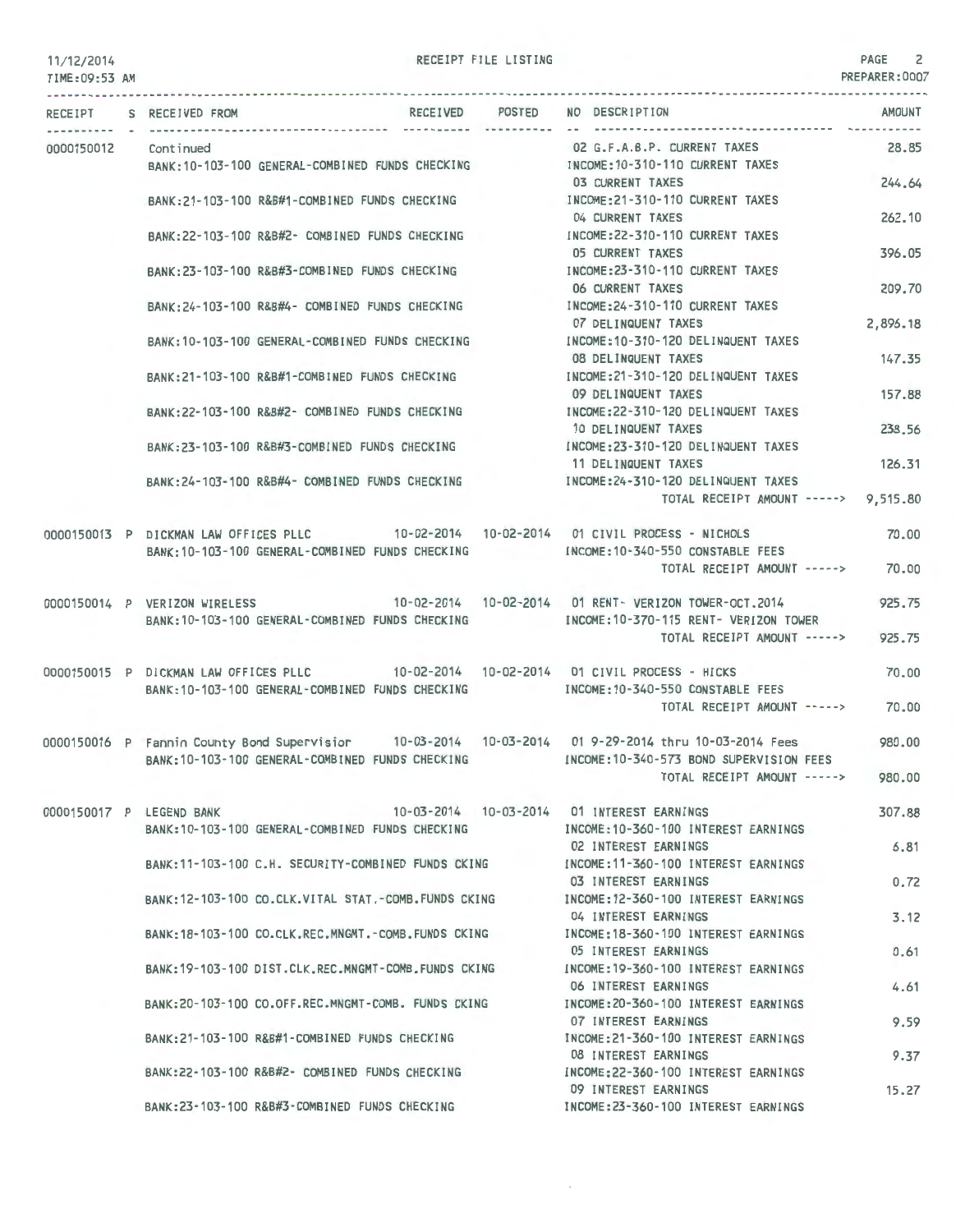RECEIPT FILE LISTING

| RECEIPT | S | RECEIVED FROM | RECEIVED | POSTED | NO | DESCRIPTION | AMOUNT |
|---|---|---|---|---|---|---|---|
| 0000150012 | | Continued | | | 02 | G.F.A.B.P. CURRENT TAXES | 28.85 |
| | | BANK:10-103-100 GENERAL-COMBINED FUNDS CHECKING | | | | INCOME:10-310-110 CURRENT TAXES | |
| | | | | | 03 | CURRENT TAXES | 244.64 |
| | | BANK:21-103-100 R&B#1-COMBINED FUNDS CHECKING | | | | INCOME:21-310-110 CURRENT TAXES | |
| | | | | | 04 | CURRENT TAXES | 262.10 |
| | | BANK:22-103-100 R&B#2- COMBINED FUNDS CHECKING | | | | INCOME:22-310-110 CURRENT TAXES | |
| | | | | | 05 | CURRENT TAXES | 396.05 |
| | | BANK:23-103-100 R&B#3-COMBINED FUNDS CHECKING | | | | INCOME:23-310-110 CURRENT TAXES | |
| | | | | | 06 | CURRENT TAXES | 209.70 |
| | | BANK:24-103-100 R&B#4- COMBINED FUNDS CHECKING | | | | INCOME:24-310-110 CURRENT TAXES | |
| | | | | | 07 | DELINQUENT TAXES | 2,896.18 |
| | | BANK:10-103-100 GENERAL-COMBINED FUNDS CHECKING | | | | INCOME:10-310-120 DELINQUENT TAXES | |
| | | | | | 08 | DELINQUENT TAXES | 147.35 |
| | | BANK:21-103-100 R&B#1-COMBINED FUNDS CHECKING | | | | INCOME:21-310-120 DELINQUENT TAXES | |
| | | | | | 09 | DELINQUENT TAXES | 157.88 |
| | | BANK:22-103-100 R&B#2- COMBINED FUNDS CHECKING | | | | INCOME:22-310-120 DELINQUENT TAXES | |
| | | | | | 10 | DELINQUENT TAXES | 238.56 |
| | | BANK:23-103-100 R&B#3-COMBINED FUNDS CHECKING | | | | INCOME:23-310-120 DELINQUENT TAXES | |
| | | | | | 11 | DELINQUENT TAXES | 126.31 |
| | | BANK:24-103-100 R&B#4- COMBINED FUNDS CHECKING | | | | INCOME:24-310-120 DELINQUENT TAXES | |
| | | | | | | TOTAL RECEIPT AMOUNT -----> | 9,515.80 |
| 0000150013 | P | DICKMAN LAW OFFICES PLLC | 10-02-2014 | 10-02-2014 | 01 | CIVIL PROCESS - NICHOLS | 70.00 |
| | | BANK:10-103-100 GENERAL-COMBINED FUNDS CHECKING | | | | INCOME:10-340-550 CONSTABLE FEES | |
| | | | | | | TOTAL RECEIPT AMOUNT -----> | 70.00 |
| 0000150014 | P | VERIZON WIRELESS | 10-02-2014 | 10-02-2014 | 01 | RENT- VERIZON TOWER-OCT.2014 | 925.75 |
| | | BANK:10-103-100 GENERAL-COMBINED FUNDS CHECKING | | | | INCOME:10-370-115 RENT- VERIZON TOWER | |
| | | | | | | TOTAL RECEIPT AMOUNT -----> | 925.75 |
| 0000150015 | P | DICKMAN LAW OFFICES PLLC | 10-02-2014 | 10-02-2014 | 01 | CIVIL PROCESS - HICKS | 70.00 |
| | | BANK:10-103-100 GENERAL-COMBINED FUNDS CHECKING | | | | INCOME:10-340-550 CONSTABLE FEES | |
| | | | | | | TOTAL RECEIPT AMOUNT -----> | 70.00 |
| 0000150016 | P | Fannin County Bond Supervisior | 10-03-2014 | 10-03-2014 | 01 | 9-29-2014 thru 10-03-2014 Fees | 980.00 |
| | | BANK:10-103-100 GENERAL-COMBINED FUNDS CHECKING | | | | INCOME:10-340-573 BOND SUPERVISION FEES | |
| | | | | | | TOTAL RECEIPT AMOUNT -----> | 980.00 |
| 0000150017 | P | LEGEND BANK | 10-03-2014 | 10-03-2014 | 01 | INTEREST EARNINGS | 307.88 |
| | | BANK:10-103-100 GENERAL-COMBINED FUNDS CHECKING | | | | INCOME:10-360-100 INTEREST EARNINGS | |
| | | | | | 02 | INTEREST EARNINGS | 6.81 |
| | | BANK:11-103-100 C.H. SECURITY-COMBINED FUNDS CKING | | | | INCOME:11-360-100 INTEREST EARNINGS | |
| | | | | | 03 | INTEREST EARNINGS | 0.72 |
| | | BANK:12-103-100 CO.CLK.VITAL STAT.-COMB.FUNDS CKING | | | | INCOME:12-360-100 INTEREST EARNINGS | |
| | | | | | 04 | INTEREST EARNINGS | 3.12 |
| | | BANK:18-103-100 CO.CLK.REC.MNGMT.-COMB.FUNDS CKING | | | | INCOME:18-360-100 INTEREST EARNINGS | |
| | | | | | 05 | INTEREST EARNINGS | 0.61 |
| | | BANK:19-103-100 DIST.CLK.REC.MNGMT-COMB.FUNDS CKING | | | | INCOME:19-360-100 INTEREST EARNINGS | |
| | | | | | 06 | INTEREST EARNINGS | 4.61 |
| | | BANK:20-103-100 CO.OFF.REC.MNGMT-COMB. FUNDS CKING | | | | INCOME:20-360-100 INTEREST EARNINGS | |
| | | | | | 07 | INTEREST EARNINGS | 9.59 |
| | | BANK:21-103-100 R&B#1-COMBINED FUNDS CHECKING | | | | INCOME:21-360-100 INTEREST EARNINGS | |
| | | | | | 08 | INTEREST EARNINGS | 9.37 |
| | | BANK:22-103-100 R&B#2- COMBINED FUNDS CHECKING | | | | INCOME:22-360-100 INTEREST EARNINGS | |
| | | | | | 09 | INTEREST EARNINGS | 15.27 |
| | | BANK:23-103-100 R&B#3-COMBINED FUNDS CHECKING | | | | INCOME:23-360-100 INTEREST EARNINGS | |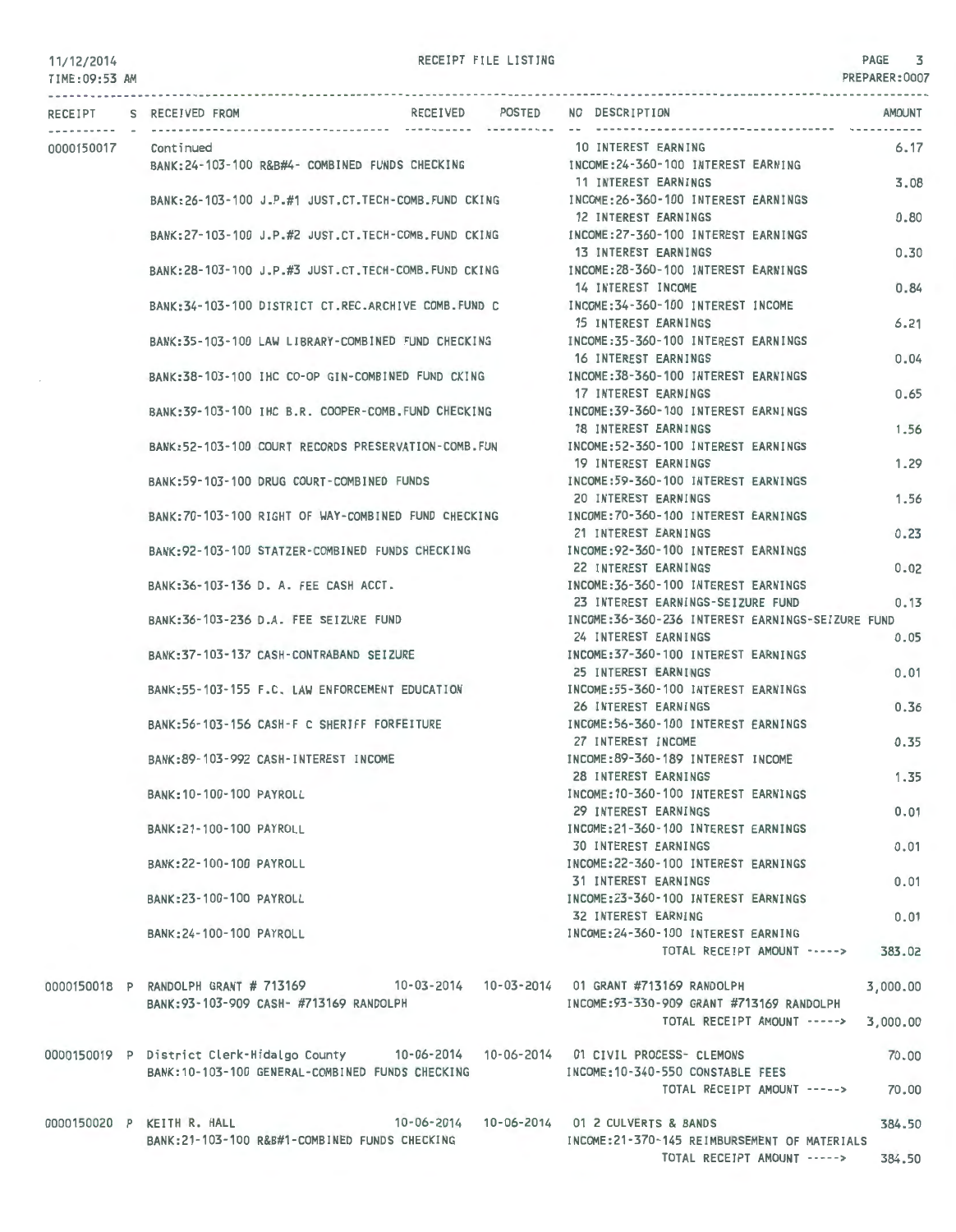11/12/2014 RECEIPT FILE LISTING
TIME:09:53 AM PREPARER:0007

| RECEIPT | S | RECEIVED FROM | RECEIVED | POSTED | NO | DESCRIPTION | AMOUNT |
|---|---|---|---|---|---|---|---|
| 0000150017 | | Continued | | | 10 | INTEREST EARNING | 6.17 |
| | | BANK:24-103-100 R&B#4- COMBINED FUNDS CHECKING | | | | INCOME:24-360-100 INTEREST EARNING | |
| | | | | | 11 | INTEREST EARNINGS | 3.08 |
| | | BANK:26-103-100 J.P.#1 JUST.CT.TECH-COMB.FUND CKING | | | | INCOME:26-360-100 INTEREST EARNINGS | |
| | | | | | 12 | INTEREST EARNINGS | 0.80 |
| | | BANK:27-103-100 J.P.#2 JUST.CT.TECH-COMB.FUND CKING | | | | INCOME:27-360-100 INTEREST EARNINGS | |
| | | | | | 13 | INTEREST EARNINGS | 0.30 |
| | | BANK:28-103-100 J.P.#3 JUST.CT.TECH-COMB.FUND CKING | | | | INCOME:28-360-100 INTEREST EARNINGS | |
| | | | | | 14 | INTEREST INCOME | 0.84 |
| | | BANK:34-103-100 DISTRICT CT.REC.ARCHIVE COMB.FUND C | | | | INCOME:34-360-100 INTEREST INCOME | |
| | | | | | 15 | INTEREST EARNINGS | 6.21 |
| | | BANK:35-103-100 LAW LIBRARY-COMBINED FUND CHECKING | | | | INCOME:35-360-100 INTEREST EARNINGS | |
| | | | | | 16 | INTEREST EARNINGS | 0.04 |
| | | BANK:38-103-100 IHC CO-OP GIN-COMBINED FUND CKING | | | | INCOME:38-360-100 INTEREST EARNINGS | |
| | | | | | 17 | INTEREST EARNINGS | 0.65 |
| | | BANK:39-103-100 IHC B.R. COOPER-COMB.FUND CHECKING | | | | INCOME:39-360-100 INTEREST EARNINGS | |
| | | | | | 18 | INTEREST EARNINGS | 1.56 |
| | | BANK:52-103-100 COURT RECORDS PRESERVATION-COMB.FUN | | | | INCOME:52-360-100 INTEREST EARNINGS | |
| | | | | | 19 | INTEREST EARNINGS | 1.29 |
| | | BANK:59-103-100 DRUG COURT-COMBINED FUNDS | | | | INCOME:59-360-100 INTEREST EARNINGS | |
| | | | | | 20 | INTEREST EARNINGS | 1.56 |
| | | BANK:70-103-100 RIGHT OF WAY-COMBINED FUND CHECKING | | | | INCOME:70-360-100 INTEREST EARNINGS | |
| | | | | | 21 | INTEREST EARNINGS | 0.23 |
| | | BANK:92-103-100 STATZER-COMBINED FUNDS CHECKING | | | | INCOME:92-360-100 INTEREST EARNINGS | |
| | | | | | 22 | INTEREST EARNINGS | 0.02 |
| | | BANK:36-103-136 D. A. FEE CASH ACCT. | | | | INCOME:36-360-100 INTEREST EARNINGS | |
| | | | | | 23 | INTEREST EARNINGS-SEIZURE FUND | 0.13 |
| | | BANK:36-103-236 D.A. FEE SEIZURE FUND | | | | INCOME:36-360-236 INTEREST EARNINGS-SEIZURE FUND | |
| | | | | | 24 | INTEREST EARNINGS | 0.05 |
| | | BANK:37-103-137 CASH-CONTRABAND SEIZURE | | | | INCOME:37-360-100 INTEREST EARNINGS | |
| | | | | | 25 | INTEREST EARNINGS | 0.01 |
| | | BANK:55-103-155 F.C. LAW ENFORCEMENT EDUCATION | | | | INCOME:55-360-100 INTEREST EARNINGS | |
| | | | | | 26 | INTEREST EARNINGS | 0.36 |
| | | BANK:56-103-156 CASH-F C SHERIFF FORFEITURE | | | | INCOME:56-360-100 INTEREST EARNINGS | |
| | | | | | 27 | INTEREST INCOME | 0.35 |
| | | BANK:89-103-992 CASH-INTEREST INCOME | | | | INCOME:89-360-189 INTEREST INCOME | |
| | | | | | 28 | INTEREST EARNINGS | 1.35 |
| | | BANK:10-100-100 PAYROLL | | | | INCOME:10-360-100 INTEREST EARNINGS | |
| | | | | | 29 | INTEREST EARNINGS | 0.01 |
| | | BANK:21-100-100 PAYROLL | | | | INCOME:21-360-100 INTEREST EARNINGS | |
| | | | | | 30 | INTEREST EARNINGS | 0.01 |
| | | BANK:22-100-100 PAYROLL | | | | INCOME:22-360-100 INTEREST EARNINGS | |
| | | | | | 31 | INTEREST EARNINGS | 0.01 |
| | | BANK:23-100-100 PAYROLL | | | | INCOME:23-360-100 INTEREST EARNINGS | |
| | | | | | 32 | INTEREST EARNING | 0.01 |
| | | BANK:24-100-100 PAYROLL | | | | INCOME:24-360-100 INTEREST EARNING | |
| | | | | | | TOTAL RECEIPT AMOUNT -----> | 383.02 |
| 0000150018 | P | RANDOLPH GRANT # 713169 | 10-03-2014 | 10-03-2014 | 01 | GRANT #713169 RANDOLPH | 3,000.00 |
| | | BANK:93-103-909 CASH- #713169 RANDOLPH | | | | INCOME:93-330-909 GRANT #713169 RANDOLPH | |
| | | | | | | TOTAL RECEIPT AMOUNT -----> | 3,000.00 |
| 0000150019 | P | District Clerk-Hidalgo County | 10-06-2014 | 10-06-2014 | 01 | CIVIL PROCESS- CLEMONS | 70.00 |
| | | BANK:10-103-100 GENERAL-COMBINED FUNDS CHECKING | | | | INCOME:10-340-550 CONSTABLE FEES | |
| | | | | | | TOTAL RECEIPT AMOUNT -----> | 70.00 |
| 0000150020 | P | KEITH R. HALL | 10-06-2014 | 10-06-2014 | 01 | 2 CULVERTS & BANDS | 384.50 |
| | | BANK:21-103-100 R&B#1-COMBINED FUNDS CHECKING | | | | INCOME:21-370-145 REIMBURSEMENT OF MATERIALS | |
| | | | | | | TOTAL RECEIPT AMOUNT -----> | 384.50 |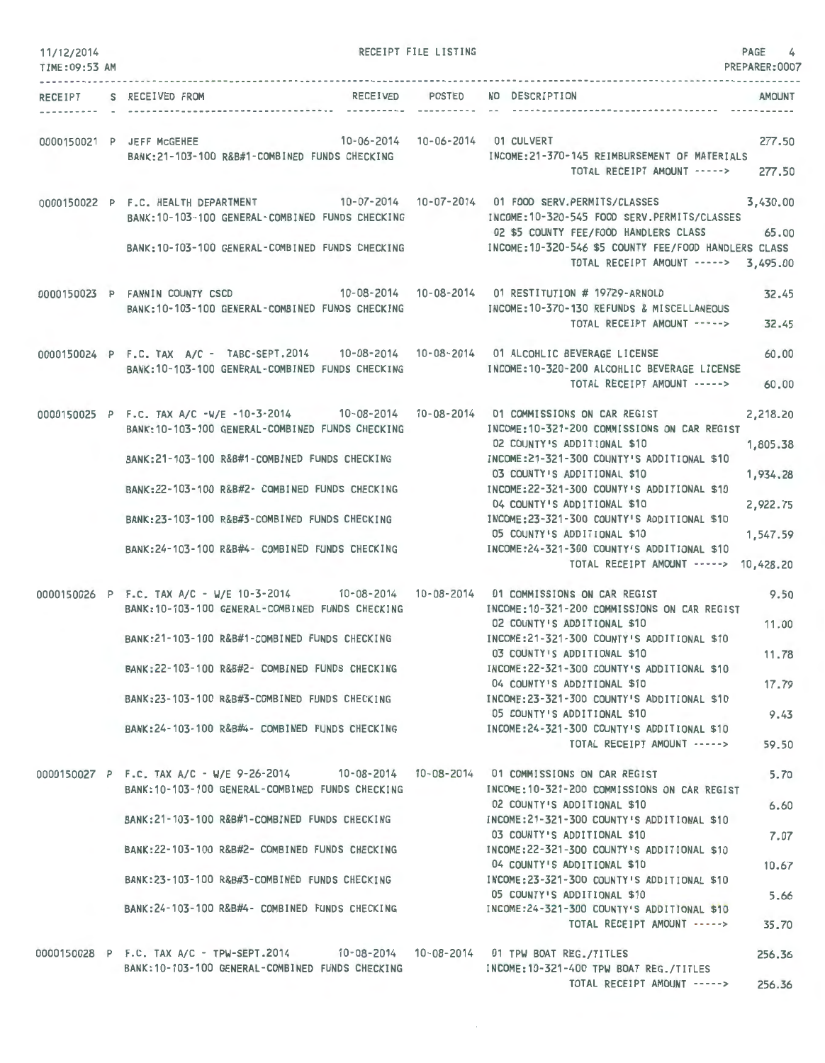RECEIPT FILE LISTING

PREPARER:0007

| RECEIPT | S | RECEIVED FROM | RECEIVED | POSTED | NO | DESCRIPTION | AMOUNT |
|---|---|---|---|---|---|---|---|
| 0000150021 | P | JEFF McGEHEE | 10-06-2014 | 10-06-2014 | 01 | CULVERT | 277.50 |
| | | BANK:21-103-100 R&B#1-COMBINED FUNDS CHECKING | | | | INCOME:21-370-145 REIMBURSEMENT OF MATERIALS | |
| | | | | | | TOTAL RECEIPT AMOUNT -----> | 277.50 |
| 0000150022 | P | F.C. HEALTH DEPARTMENT | 10-07-2014 | 10-07-2014 | 01 | FOOD SERV.PERMITS/CLASSES | 3,430.00 |
| | | BANK:10-103-100 GENERAL-COMBINED FUNDS CHECKING | | | | INCOME:10-320-545 FOOD SERV.PERMITS/CLASSES | |
| | | | | | 02 | $5 COUNTY FEE/FOOD HANDLERS CLASS | 65.00 |
| | | BANK:10-103-100 GENERAL-COMBINED FUNDS CHECKING | | | | INCOME:10-320-546 $5 COUNTY FEE/FOOD HANDLERS CLASS | |
| | | | | | | TOTAL RECEIPT AMOUNT -----> | 3,495.00 |
| 0000150023 | P | FANNIN COUNTY CSCD | 10-08-2014 | 10-08-2014 | 01 | RESTITUTION # 19729-ARNOLD | 32.45 |
| | | BANK:10-103-100 GENERAL-COMBINED FUNDS CHECKING | | | | INCOME:10-370-130 REFUNDS & MISCELLANEOUS | |
| | | | | | | TOTAL RECEIPT AMOUNT -----> | 32.45 |
| 0000150024 | P | F.C. TAX A/C - TABC-SEPT.2014 | 10-08-2014 | 10-08-2014 | 01 | ALCOHLIC BEVERAGE LICENSE | 60.00 |
| | | BANK:10-103-100 GENERAL-COMBINED FUNDS CHECKING | | | | INCOME:10-320-200 ALCOHLIC BEVERAGE LICENSE | |
| | | | | | | TOTAL RECEIPT AMOUNT -----> | 60.00 |
| 0000150025 | P | F.C. TAX A/C -W/E -10-3-2014 | 10-08-2014 | 10-08-2014 | 01 | COMMISSIONS ON CAR REGIST | 2,218.20 |
| | | BANK:10-103-100 GENERAL-COMBINED FUNDS CHECKING | | | | INCOME:10-321-200 COMMISSIONS ON CAR REGIST | |
| | | | | | 02 | COUNTY'S ADDITIONAL $10 | 1,805.38 |
| | | BANK:21-103-100 R&B#1-COMBINED FUNDS CHECKING | | | | INCOME:21-321-300 COUNTY'S ADDITIONAL $10 | |
| | | | | | 03 | COUNTY'S ADDITIONAL $10 | 1,934.28 |
| | | BANK:22-103-100 R&B#2- COMBINED FUNDS CHECKING | | | | INCOME:22-321-300 COUNTY'S ADDITIONAL $10 | |
| | | | | | 04 | COUNTY'S ADDITIONAL $10 | 2,922.75 |
| | | BANK:23-103-100 R&B#3-COMBINED FUNDS CHECKING | | | | INCOME:23-321-300 COUNTY'S ADDITIONAL $10 | |
| | | | | | 05 | COUNTY'S ADDITIONAL $10 | 1,547.59 |
| | | BANK:24-103-100 R&B#4- COMBINED FUNDS CHECKING | | | | INCOME:24-321-300 COUNTY'S ADDITIONAL $10 | |
| | | | | | | TOTAL RECEIPT AMOUNT -----> | 10,428.20 |
| 0000150026 | P | F.C. TAX A/C - W/E 10-3-2014 | 10-08-2014 | 10-08-2014 | 01 | COMMISSIONS ON CAR REGIST | 9.50 |
| | | BANK:10-103-100 GENERAL-COMBINED FUNDS CHECKING | | | | INCOME:10-321-200 COMMISSIONS ON CAR REGIST | |
| | | | | | 02 | COUNTY'S ADDITIONAL $10 | 11.00 |
| | | BANK:21-103-100 R&B#1-COMBINED FUNDS CHECKING | | | | INCOME:21-321-300 COUNTY'S ADDITIONAL $10 | |
| | | | | | 03 | COUNTY'S ADDITIONAL $10 | 11.78 |
| | | BANK:22-103-100 R&B#2- COMBINED FUNDS CHECKING | | | | INCOME:22-321-300 COUNTY'S ADDITIONAL $10 | |
| | | | | | 04 | COUNTY'S ADDITIONAL $10 | 17.79 |
| | | BANK:23-103-100 R&B#3-COMBINED FUNDS CHECKING | | | | INCOME:23-321-300 COUNTY'S ADDITIONAL $10 | |
| | | | | | 05 | COUNTY'S ADDITIONAL $10 | 9.43 |
| | | BANK:24-103-100 R&B#4- COMBINED FUNDS CHECKING | | | | INCOME:24-321-300 COUNTY'S ADDITIONAL $10 | |
| | | | | | | TOTAL RECEIPT AMOUNT -----> | 59.50 |
| 0000150027 | P | F.C. TAX A/C - W/E 9-26-2014 | 10-08-2014 | 10-08-2014 | 01 | COMMISSIONS ON CAR REGIST | 5.70 |
| | | BANK:10-103-100 GENERAL-COMBINED FUNDS CHECKING | | | | INCOME:10-321-200 COMMISSIONS ON CAR REGIST | |
| | | | | | 02 | COUNTY'S ADDITIONAL $10 | 6.60 |
| | | BANK:21-103-100 R&B#1-COMBINED FUNDS CHECKING | | | | INCOME:21-321-300 COUNTY'S ADDITIONAL $10 | |
| | | | | | 03 | COUNTY'S ADDITIONAL $10 | 7.07 |
| | | BANK:22-103-100 R&B#2- COMBINED FUNDS CHECKING | | | | INCOME:22-321-300 COUNTY'S ADDITIONAL $10 | |
| | | | | | 04 | COUNTY'S ADDITIONAL $10 | 10.67 |
| | | BANK:23-103-100 R&B#3-COMBINED FUNDS CHECKING | | | | INCOME:23-321-300 COUNTY'S ADDITIONAL $10 | |
| | | | | | 05 | COUNTY'S ADDITIONAL $10 | 5.66 |
| | | BANK:24-103-100 R&B#4- COMBINED FUNDS CHECKING | | | | INCOME:24-321-300 COUNTY'S ADDITIONAL $10 | |
| | | | | | | TOTAL RECEIPT AMOUNT -----> | 35.70 |
| 0000150028 | P | F.C. TAX A/C - TPW-SEPT.2014 | 10-08-2014 | 10-08-2014 | 01 | TPW BOAT REG./TITLES | 256.36 |
| | | BANK:10-103-100 GENERAL-COMBINED FUNDS CHECKING | | | | INCOME:10-321-400 TPW BOAT REG./TITLES | |
| | | | | | | TOTAL RECEIPT AMOUNT -----> | 256.36 |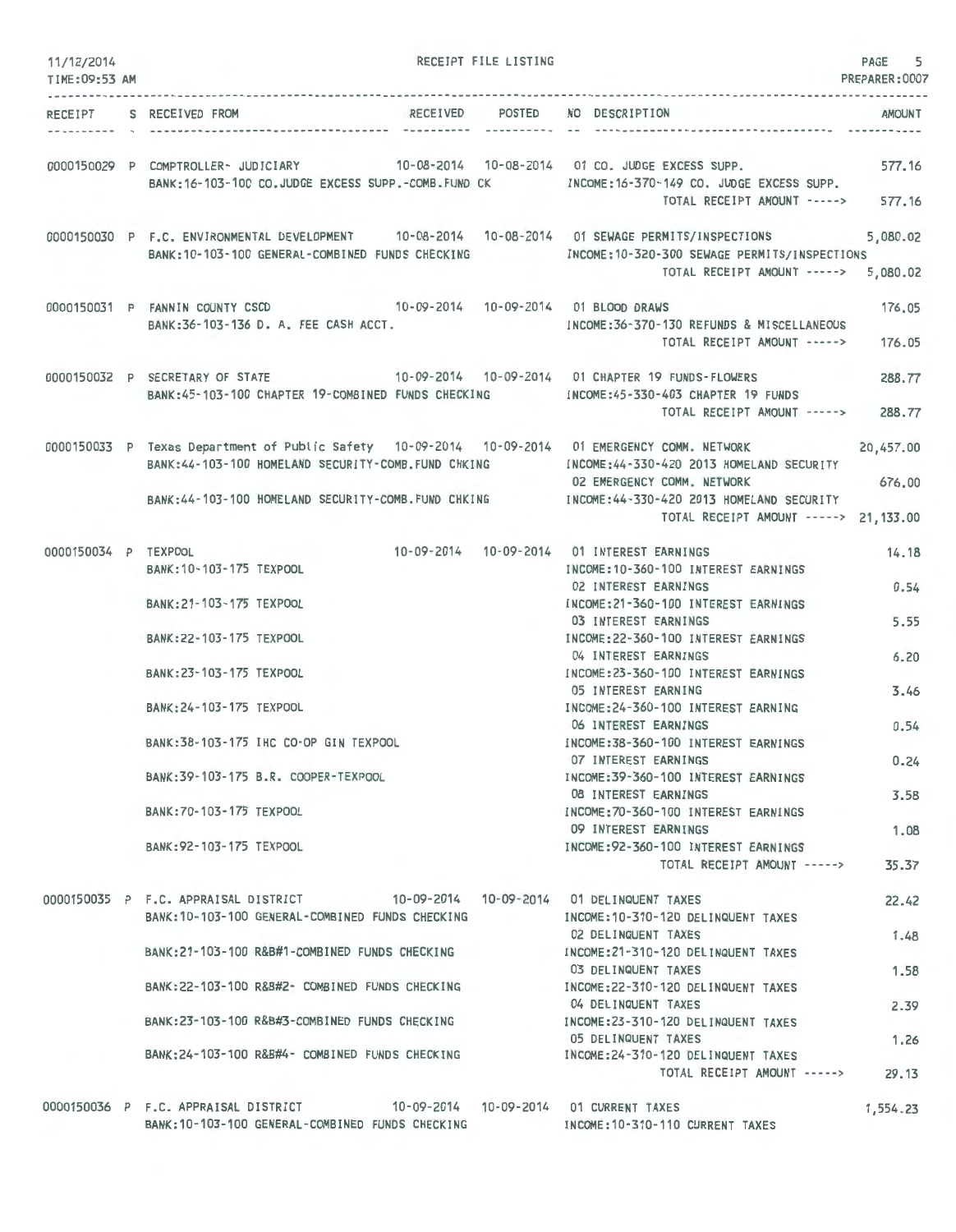RECEIPT FILE LISTING

| RECEIPT | S | RECEIVED FROM | RECEIVED | POSTED | NO | DESCRIPTION | AMOUNT |
|---|---|---|---|---|---|---|---|
| 0000150029 | P | COMPTROLLER- JUDICIARY | 10-08-2014 | 10-08-2014 | 01 | CO. JUDGE EXCESS SUPP. | 577.16 |
| | | BANK:16-103-100 CO.JUDGE EXCESS SUPP.-COMB.FUND CK | | | | INCOME:16-370-149 CO. JUDGE EXCESS SUPP. | |
| | | | | | | TOTAL RECEIPT AMOUNT -----> | 577.16 |
| 0000150030 | P | F.C. ENVIRONMENTAL DEVELOPMENT | 10-08-2014 | 10-08-2014 | 01 | SEWAGE PERMITS/INSPECTIONS | 5,080.02 |
| | | BANK:10-103-100 GENERAL-COMBINED FUNDS CHECKING | | | | INCOME:10-320-300 SEWAGE PERMITS/INSPECTIONS | |
| | | | | | | TOTAL RECEIPT AMOUNT -----> | 5,080.02 |
| 0000150031 | P | FANNIN COUNTY CSCD | 10-09-2014 | 10-09-2014 | 01 | BLOOD DRAWS | 176.05 |
| | | BANK:36-103-136 D. A. FEE CASH ACCT. | | | | INCOME:36-370-130 REFUNDS & MISCELLANEOUS | |
| | | | | | | TOTAL RECEIPT AMOUNT -----> | 176.05 |
| 0000150032 | P | SECRETARY OF STATE | 10-09-2014 | 10-09-2014 | 01 | CHAPTER 19 FUNDS-FLOWERS | 288.77 |
| | | BANK:45-103-100 CHAPTER 19-COMBINED FUNDS CHECKING | | | | INCOME:45-330-403 CHAPTER 19 FUNDS | |
| | | | | | | TOTAL RECEIPT AMOUNT -----> | 288.77 |
| 0000150033 | P | Texas Department of Public Safety | 10-09-2014 | 10-09-2014 | 01 | EMERGENCY COMM. NETWORK | 20,457.00 |
| | | BANK:44-103-100 HOMELAND SECURITY-COMB.FUND CHKING | | | | INCOME:44-330-420 2013 HOMELAND SECURITY | |
| | | | | | 02 | EMERGENCY COMM. NETWORK | 676.00 |
| | | BANK:44-103-100 HOMELAND SECURITY-COMB.FUND CHKING | | | | INCOME:44-330-420 2013 HOMELAND SECURITY | |
| | | | | | | TOTAL RECEIPT AMOUNT -----> | 21,133.00 |
| 0000150034 | P | TEXPOOL | 10-09-2014 | 10-09-2014 | 01 | INTEREST EARNINGS | 14.18 |
| | | BANK:10-103-175 TEXPOOL | | | | INCOME:10-360-100 INTEREST EARNINGS | |
| | | | | | 02 | INTEREST EARNINGS | 0.54 |
| | | BANK:21-103-175 TEXPOOL | | | | INCOME:21-360-100 INTEREST EARNINGS | |
| | | | | | 03 | INTEREST EARNINGS | 5.55 |
| | | BANK:22-103-175 TEXPOOL | | | | INCOME:22-360-100 INTEREST EARNINGS | |
| | | | | | 04 | INTEREST EARNINGS | 6.20 |
| | | BANK:23-103-175 TEXPOOL | | | | INCOME:23-360-100 INTEREST EARNINGS | |
| | | | | | 05 | INTEREST EARNING | 3.46 |
| | | BANK:24-103-175 TEXPOOL | | | | INCOME:24-360-100 INTEREST EARNING | |
| | | | | | 06 | INTEREST EARNINGS | 0.54 |
| | | BANK:38-103-175 IHC CO-OP GIN TEXPOOL | | | | INCOME:38-360-100 INTEREST EARNINGS | |
| | | | | | 07 | INTEREST EARNINGS | 0.24 |
| | | BANK:39-103-175 B.R. COOPER-TEXPOOL | | | | INCOME:39-360-100 INTEREST EARNINGS | |
| | | | | | 08 | INTEREST EARNINGS | 3.58 |
| | | BANK:70-103-175 TEXPOOL | | | | INCOME:70-360-100 INTEREST EARNINGS | |
| | | | | | 09 | INTEREST EARNINGS | 1.08 |
| | | BANK:92-103-175 TEXPOOL | | | | INCOME:92-360-100 INTEREST EARNINGS | |
| | | | | | | TOTAL RECEIPT AMOUNT -----> | 35.37 |
| 0000150035 | P | F.C. APPRAISAL DISTRICT | 10-09-2014 | 10-09-2014 | 01 | DELINQUENT TAXES | 22.42 |
| | | BANK:10-103-100 GENERAL-COMBINED FUNDS CHECKING | | | | INCOME:10-310-120 DELINQUENT TAXES | |
| | | | | | 02 | DELINQUENT TAXES | 1.48 |
| | | BANK:21-103-100 R&B#1-COMBINED FUNDS CHECKING | | | | INCOME:21-310-120 DELINQUENT TAXES | |
| | | | | | 03 | DELINQUENT TAXES | 1.58 |
| | | BANK:22-103-100 R&B#2- COMBINED FUNDS CHECKING | | | | INCOME:22-310-120 DELINQUENT TAXES | |
| | | | | | 04 | DELINQUENT TAXES | 2.39 |
| | | BANK:23-103-100 R&B#3-COMBINED FUNDS CHECKING | | | | INCOME:23-310-120 DELINQUENT TAXES | |
| | | | | | 05 | DELINQUENT TAXES | 1.26 |
| | | BANK:24-103-100 R&B#4- COMBINED FUNDS CHECKING | | | | INCOME:24-310-120 DELINQUENT TAXES | |
| | | | | | | TOTAL RECEIPT AMOUNT -----> | 29.13 |
| 0000150036 | P | F.C. APPRAISAL DISTRICT | 10-09-2014 | 10-09-2014 | 01 | CURRENT TAXES | 1,554.23 |
| | | BANK:10-103-100 GENERAL-COMBINED FUNDS CHECKING | | | | INCOME:10-310-110 CURRENT TAXES | |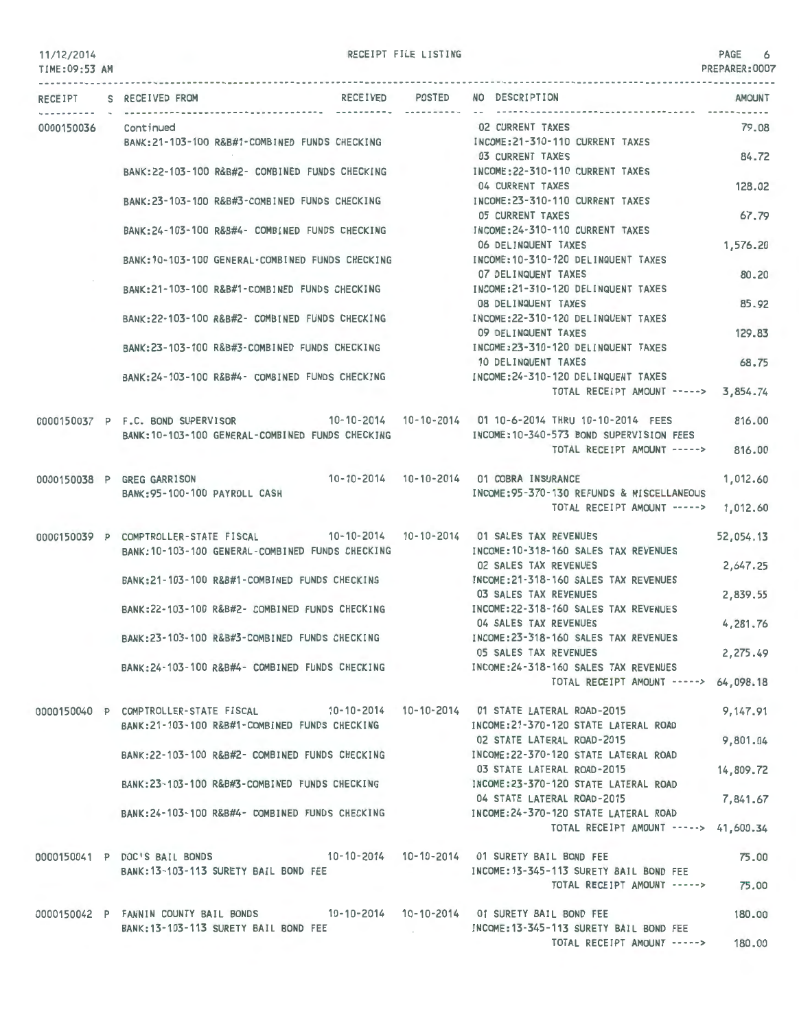11/12/2014 RECEIPT FILE LISTING
TIME:09:53 AM PREPARER:0007

| RECEIPT | S | RECEIVED FROM | RECEIVED | POSTED | NO | DESCRIPTION | AMOUNT |
|---|---|---|---|---|---|---|---|
| 0000150036 | | Continued | | | 02 | CURRENT TAXES | 79.08 |
| | | BANK:21-103-100 R&B#1-COMBINED FUNDS CHECKING | | | | INCOME:21-310-110 CURRENT TAXES | |
| | | | | | 03 | CURRENT TAXES | 84.72 |
| | | BANK:22-103-100 R&B#2- COMBINED FUNDS CHECKING | | | | INCOME:22-310-110 CURRENT TAXES | |
| | | | | | 04 | CURRENT TAXES | 128.02 |
| | | BANK:23-103-100 R&B#3-COMBINED FUNDS CHECKING | | | | INCOME:23-310-110 CURRENT TAXES | |
| | | | | | 05 | CURRENT TAXES | 67.79 |
| | | BANK:24-103-100 R&B#4- COMBINED FUNDS CHECKING | | | | INCOME:24-310-110 CURRENT TAXES | |
| | | | | | 06 | DELINQUENT TAXES | 1,576.20 |
| | | BANK:10-103-100 GENERAL-COMBINED FUNDS CHECKING | | | | INCOME:10-310-120 DELINQUENT TAXES | |
| | | | | | 07 | DELINQUENT TAXES | 80.20 |
| | | BANK:21-103-100 R&B#1-COMBINED FUNDS CHECKING | | | | INCOME:21-310-120 DELINQUENT TAXES | |
| | | | | | 08 | DELINQUENT TAXES | 85.92 |
| | | BANK:22-103-100 R&B#2- COMBINED FUNDS CHECKING | | | | INCOME:22-310-120 DELINQUENT TAXES | |
| | | | | | 09 | DELINQUENT TAXES | 129.83 |
| | | BANK:23-103-100 R&B#3-COMBINED FUNDS CHECKING | | | | INCOME:23-310-120 DELINQUENT TAXES | |
| | | | | | 10 | DELINQUENT TAXES | 68.75 |
| | | BANK:24-103-100 R&B#4- COMBINED FUNDS CHECKING | | | | INCOME:24-310-120 DELINQUENT TAXES | |
| | | | | | | TOTAL RECEIPT AMOUNT -----> | 3,854.74 |
| 0000150037 | P | F.C. BOND SUPERVISOR | 10-10-2014 | 10-10-2014 | 01 | 10-6-2014 THRU 10-10-2014 FEES | 816.00 |
| | | BANK:10-103-100 GENERAL-COMBINED FUNDS CHECKING | | | | INCOME:10-340-573 BOND SUPERVISION FEES | |
| | | | | | | TOTAL RECEIPT AMOUNT -----> | 816.00 |
| 0000150038 | P | GREG GARRISON | 10-10-2014 | 10-10-2014 | 01 | COBRA INSURANCE | 1,012.60 |
| | | BANK:95-100-100 PAYROLL CASH | | | | INCOME:95-370-130 REFUNDS & MISCELLANEOUS | |
| | | | | | | TOTAL RECEIPT AMOUNT -----> | 1,012.60 |
| 0000150039 | P | COMPTROLLER-STATE FISCAL | 10-10-2014 | 10-10-2014 | 01 | SALES TAX REVENUES | 52,054.13 |
| | | BANK:10-103-100 GENERAL-COMBINED FUNDS CHECKING | | | | INCOME:10-318-160 SALES TAX REVENUES | |
| | | | | | 02 | SALES TAX REVENUES | 2,647.25 |
| | | BANK:21-103-100 R&B#1-COMBINED FUNDS CHECKING | | | | INCOME:21-318-160 SALES TAX REVENUES | |
| | | | | | 03 | SALES TAX REVENUES | 2,839.55 |
| | | BANK:22-103-100 R&B#2- COMBINED FUNDS CHECKING | | | | INCOME:22-318-160 SALES TAX REVENUES | |
| | | | | | 04 | SALES TAX REVENUES | 4,281.76 |
| | | BANK:23-103-100 R&B#3-COMBINED FUNDS CHECKING | | | | INCOME:23-318-160 SALES TAX REVENUES | |
| | | | | | 05 | SALES TAX REVENUES | 2,275.49 |
| | | BANK:24-103-100 R&B#4- COMBINED FUNDS CHECKING | | | | INCOME:24-318-160 SALES TAX REVENUES | |
| | | | | | | TOTAL RECEIPT AMOUNT -----> | 64,098.18 |
| 0000150040 | P | COMPTROLLER-STATE FISCAL | 10-10-2014 | 10-10-2014 | 01 | STATE LATERAL ROAD-2015 | 9,147.91 |
| | | BANK:21-103-100 R&B#1-COMBINED FUNDS CHECKING | | | | INCOME:21-370-120 STATE LATERAL ROAD | |
| | | | | | 02 | STATE LATERAL ROAD-2015 | 9,801.04 |
| | | BANK:22-103-100 R&B#2- COMBINED FUNDS CHECKING | | | | INCOME:22-370-120 STATE LATERAL ROAD | |
| | | | | | 03 | STATE LATERAL ROAD-2015 | 14,809.72 |
| | | BANK:23-103-100 R&B#3-COMBINED FUNDS CHECKING | | | | INCOME:23-370-120 STATE LATERAL ROAD | |
| | | | | | 04 | STATE LATERAL ROAD-2015 | 7,841.67 |
| | | BANK:24-103-100 R&B#4- COMBINED FUNDS CHECKING | | | | INCOME:24-370-120 STATE LATERAL ROAD | |
| | | | | | | TOTAL RECEIPT AMOUNT -----> | 41,600.34 |
| 0000150041 | P | DOC'S BAIL BONDS | 10-10-2014 | 10-10-2014 | 01 | SURETY BAIL BOND FEE | 75.00 |
| | | BANK:13-103-113 SURETY BAIL BOND FEE | | | | INCOME:13-345-113 SURETY BAIL BOND FEE | |
| | | | | | | TOTAL RECEIPT AMOUNT -----> | 75.00 |
| 0000150042 | P | FANNIN COUNTY BAIL BONDS | 10-10-2014 | 10-10-2014 | 01 | SURETY BAIL BOND FEE | 180.00 |
| | | BANK:13-103-113 SURETY BAIL BOND FEE | | | | INCOME:13-345-113 SURETY BAIL BOND FEE | |
| | | | | | | TOTAL RECEIPT AMOUNT -----> | 180.00 |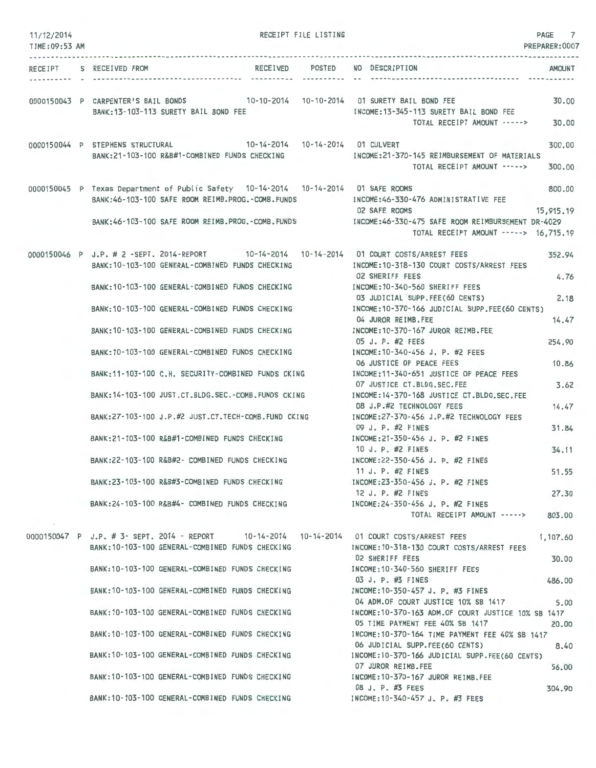RECEIPT FILE LISTING

| RECEIPT | S | RECEIVED FROM | RECEIVED | POSTED | NO | DESCRIPTION | AMOUNT |
|---|---|---|---|---|---|---|---|
| 0000150043 | P | CARPENTER'S BAIL BONDS | 10-10-2014 | 10-10-2014 | 01 | SURETY BAIL BOND FEE | 30.00 |
| | | BANK:13-103-113 SURETY BAIL BOND FEE | | | | INCOME:13-345-113 SURETY BAIL BOND FEE | |
| | | | | | | TOTAL RECEIPT AMOUNT -----> | 30.00 |
| 0000150044 | P | STEPHENS STRUCTURAL | 10-14-2014 | 10-14-2014 | 01 | CULVERT | 300.00 |
| | | BANK:21-103-100 R&B#1-COMBINED FUNDS CHECKING | | | | INCOME:21-370-145 REIMBURSEMENT OF MATERIALS | |
| | | | | | | TOTAL RECEIPT AMOUNT -----> | 300.00 |
| 0000150045 | P | Texas Department of Public Safety | 10-14-2014 | 10-14-2014 | 01 | SAFE ROOMS | 800.00 |
| | | BANK:46-103-100 SAFE ROOM REIMB.PROG.-COMB.FUNDS | | | | INCOME:46-330-476 ADMINISTRATIVE FEE | |
| | | | | | 02 | SAFE ROOMS | 15,915.19 |
| | | BANK:46-103-100 SAFE ROOM REIMB.PROG.-COMB.FUNDS | | | | INCOME:46-330-475 SAFE ROOM REIMBURSEMENT DR-4029 | |
| | | | | | | TOTAL RECEIPT AMOUNT -----> | 16,715.19 |
| 0000150046 | P | J.P. # 2 -SEPT. 2014-REPORT | 10-14-2014 | 10-14-2014 | 01 | COURT COSTS/ARREST FEES | 352.94 |
| | | BANK:10-103-100 GENERAL-COMBINED FUNDS CHECKING | | | | INCOME:10-318-130 COURT COSTS/ARREST FEES | |
| | | | | | 02 | SHERIFF FEES | 4.76 |
| | | BANK:10-103-100 GENERAL-COMBINED FUNDS CHECKING | | | | INCOME:10-340-560 SHERIFF FEES | |
| | | | | | 03 | JUDICIAL SUPP.FEE(60 CENTS) | 2.18 |
| | | BANK:10-103-100 GENERAL-COMBINED FUNDS CHECKING | | | | INCOME:10-370-166 JUDICIAL SUPP.FEE(60 CENTS) | |
| | | | | | 04 | JUROR REIMB.FEE | 14.47 |
| | | BANK:10-103-100 GENERAL-COMBINED FUNDS CHECKING | | | | INCOME:10-370-167 JUROR REIMB.FEE | |
| | | | | | 05 | J. P. #2 FEES | 254.90 |
| | | BANK:10-103-100 GENERAL-COMBINED FUNDS CHECKING | | | | INCOME:10-340-456 J. P. #2 FEES | |
| | | | | | 06 | JUSTICE OF PEACE FEES | 10.86 |
| | | BANK:11-103-100 C.H. SECURITY-COMBINED FUNDS CKING | | | | INCOME:11-340-651 JUSTICE OF PEACE FEES | |
| | | | | | 07 | JUSTICE CT.BLDG.SEC.FEE | 3.62 |
| | | BANK:14-103-100 JUST.CT.BLDG.SEC.-COMB.FUNDS CKING | | | | INCOME:14-370-168 JUSTICE CT.BLDG.SEC.FEE | |
| | | | | | 08 | J.P.#2 TECHNOLOGY FEES | 14.47 |
| | | BANK:27-103-100 J.P.#2 JUST.CT.TECH-COMB.FUND CKING | | | | INCOME:27-370-456 J.P.#2 TECHNOLOGY FEES | |
| | | | | | 09 | J. P. #2 FINES | 31.84 |
| | | BANK:21-103-100 R&B#1-COMBINED FUNDS CHECKING | | | | INCOME:21-350-456 J. P. #2 FINES | |
| | | | | | 10 | J. P. #2 FINES | 34.11 |
| | | BANK:22-103-100 R&B#2- COMBINED FUNDS CHECKING | | | | INCOME:22-350-456 J. P. #2 FINES | |
| | | | | | 11 | J. P. #2 FINES | 51.55 |
| | | BANK:23-103-100 R&B#3-COMBINED FUNDS CHECKING | | | | INCOME:23-350-456 J. P. #2 FINES | |
| | | | | | 12 | J. P. #2 FINES | 27.30 |
| | | BANK:24-103-100 R&B#4- COMBINED FUNDS CHECKING | | | | INCOME:24-350-456 J. P. #2 FINES | |
| | | | | | | TOTAL RECEIPT AMOUNT -----> | 803.00 |
| 0000150047 | P | J.P. # 3- SEPT. 2014 - REPORT | 10-14-2014 | 10-14-2014 | 01 | COURT COSTS/ARREST FEES | 1,107.60 |
| | | BANK:10-103-100 GENERAL-COMBINED FUNDS CHECKING | | | | INCOME:10-318-130 COURT COSTS/ARREST FEES | |
| | | | | | 02 | SHERIFF FEES | 30.00 |
| | | BANK:10-103-100 GENERAL-COMBINED FUNDS CHECKING | | | | INCOME:10-340-560 SHERIFF FEES | |
| | | | | | 03 | J. P. #3 FINES | 486.00 |
| | | BANK:10-103-100 GENERAL-COMBINED FUNDS CHECKING | | | | INCOME:10-350-457 J. P. #3 FINES | |
| | | | | | 04 | ADM.OF COURT JUSTICE 10% SB 1417 | 5.00 |
| | | BANK:10-103-100 GENERAL-COMBINED FUNDS CHECKING | | | | INCOME:10-370-163 ADM.OF COURT JUSTICE 10% SB 1417 | |
| | | | | | 05 | TIME PAYMENT FEE 40% SB 1417 | 20.00 |
| | | BANK:10-103-100 GENERAL-COMBINED FUNDS CHECKING | | | | INCOME:10-370-164 TIME PAYMENT FEE 40% SB 1417 | |
| | | | | | 06 | JUDICIAL SUPP.FEE(60 CENTS) | 8.40 |
| | | BANK:10-103-100 GENERAL-COMBINED FUNDS CHECKING | | | | INCOME:10-370-166 JUDICIAL SUPP.FEE(60 CENTS) | |
| | | | | | 07 | JUROR REIMB.FEE | 56.00 |
| | | BANK:10-103-100 GENERAL-COMBINED FUNDS CHECKING | | | | INCOME:10-370-167 JUROR REIMB.FEE | |
| | | | | | 08 | J. P. #3 FEES | 304.90 |
| | | BANK:10-103-100 GENERAL-COMBINED FUNDS CHECKING | | | | INCOME:10-340-457 J. P. #3 FEES | |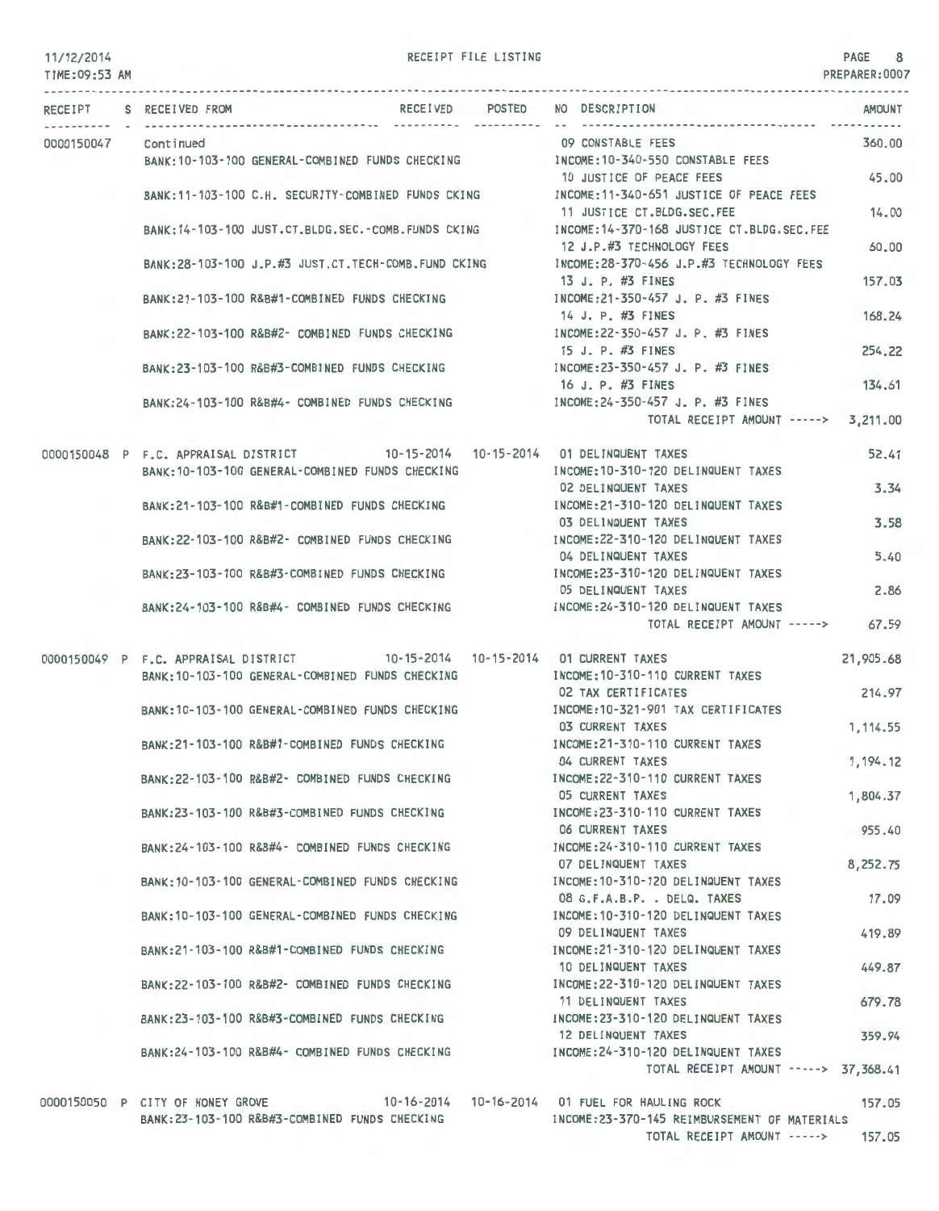RECEIPT FILE LISTING

| RECEIPT | S | RECEIVED FROM | RECEIVED | POSTED | NO | DESCRIPTION | AMOUNT |
|---|---|---|---|---|---|---|---|
| 0000150047 | | Continued | | | 09 | CONSTABLE FEES | 360.00 |
| | | BANK:10-103-100 GENERAL-COMBINED FUNDS CHECKING | | | | INCOME:10-340-550 CONSTABLE FEES | |
| | | | | | 10 | JUSTICE OF PEACE FEES | 45.00 |
| | | BANK:11-103-100 C.H. SECURITY-COMBINED FUNDS CKING | | | | INCOME:11-340-651 JUSTICE OF PEACE FEES | |
| | | | | | 11 | JUSTICE CT.BLDG.SEC.FEE | 14.00 |
| | | BANK:14-103-100 JUST.CT.BLDG.SEC.-COMB.FUNDS CKING | | | | INCOME:14-370-168 JUSTICE CT.BLDG.SEC.FEE | |
| | | | | | 12 | J.P.#3 TECHNOLOGY FEES | 60.00 |
| | | BANK:28-103-100 J.P.#3 JUST.CT.TECH-COMB.FUND CKING | | | | INCOME:28-370-456 J.P.#3 TECHNOLOGY FEES | |
| | | | | | 13 | J. P. #3 FINES | 157.03 |
| | | BANK:21-103-100 R&B#1-COMBINED FUNDS CHECKING | | | | INCOME:21-350-457 J. P. #3 FINES | |
| | | | | | 14 | J. P. #3 FINES | 168.24 |
| | | BANK:22-103-100 R&B#2- COMBINED FUNDS CHECKING | | | | INCOME:22-350-457 J. P. #3 FINES | |
| | | | | | 15 | J. P. #3 FINES | 254.22 |
| | | BANK:23-103-100 R&B#3-COMBINED FUNDS CHECKING | | | | INCOME:23-350-457 J. P. #3 FINES | |
| | | | | | 16 | J. P. #3 FINES | 134.61 |
| | | BANK:24-103-100 R&B#4- COMBINED FUNDS CHECKING | | | | INCOME:24-350-457 J. P. #3 FINES | |
| | | | | | | TOTAL RECEIPT AMOUNT -----> | 3,211.00 |
| 0000150048 | P | F.C. APPRAISAL DISTRICT | 10-15-2014 | 10-15-2014 | 01 | DELINQUENT TAXES | 52.41 |
| | | BANK:10-103-100 GENERAL-COMBINED FUNDS CHECKING | | | | INCOME:10-310-120 DELINQUENT TAXES | |
| | | | | | 02 | DELINQUENT TAXES | 3.34 |
| | | BANK:21-103-100 R&B#1-COMBINED FUNDS CHECKING | | | | INCOME:21-310-120 DELINQUENT TAXES | |
| | | | | | 03 | DELINQUENT TAXES | 3.58 |
| | | BANK:22-103-100 R&B#2- COMBINED FUNDS CHECKING | | | | INCOME:22-310-120 DELINQUENT TAXES | |
| | | | | | 04 | DELINQUENT TAXES | 5.40 |
| | | BANK:23-103-100 R&B#3-COMBINED FUNDS CHECKING | | | | INCOME:23-310-120 DELINQUENT TAXES | |
| | | | | | 05 | DELINQUENT TAXES | 2.86 |
| | | BANK:24-103-100 R&B#4- COMBINED FUNDS CHECKING | | | | INCOME:24-310-120 DELINQUENT TAXES | |
| | | | | | | TOTAL RECEIPT AMOUNT -----> | 67.59 |
| 0000150049 | P | F.C. APPRAISAL DISTRICT | 10-15-2014 | 10-15-2014 | 01 | CURRENT TAXES | 21,905.68 |
| | | BANK:10-103-100 GENERAL-COMBINED FUNDS CHECKING | | | | INCOME:10-310-110 CURRENT TAXES | |
| | | | | | 02 | TAX CERTIFICATES | 214.97 |
| | | BANK:10-103-100 GENERAL-COMBINED FUNDS CHECKING | | | | INCOME:10-321-901 TAX CERTIFICATES | |
| | | | | | 03 | CURRENT TAXES | 1,114.55 |
| | | BANK:21-103-100 R&B#1-COMBINED FUNDS CHECKING | | | | INCOME:21-310-110 CURRENT TAXES | |
| | | | | | 04 | CURRENT TAXES | 1,194.12 |
| | | BANK:22-103-100 R&B#2- COMBINED FUNDS CHECKING | | | | INCOME:22-310-110 CURRENT TAXES | |
| | | | | | 05 | CURRENT TAXES | 1,804.37 |
| | | BANK:23-103-100 R&B#3-COMBINED FUNDS CHECKING | | | | INCOME:23-310-110 CURRENT TAXES | |
| | | | | | 06 | CURRENT TAXES | 955.40 |
| | | BANK:24-103-100 R&B#4- COMBINED FUNDS CHECKING | | | | INCOME:24-310-110 CURRENT TAXES | |
| | | | | | 07 | DELINQUENT TAXES | 8,252.75 |
| | | BANK:10-103-100 GENERAL-COMBINED FUNDS CHECKING | | | | INCOME:10-310-120 DELINQUENT TAXES | |
| | | | | | 08 | G.F.A.B.P. . DELQ. TAXES | 17.09 |
| | | BANK:10-103-100 GENERAL-COMBINED FUNDS CHECKING | | | | INCOME:10-310-120 DELINQUENT TAXES | |
| | | | | | 09 | DELINQUENT TAXES | 419.89 |
| | | BANK:21-103-100 R&B#1-COMBINED FUNDS CHECKING | | | | INCOME:21-310-120 DELINQUENT TAXES | |
| | | | | | 10 | DELINQUENT TAXES | 449.87 |
| | | BANK:22-103-100 R&B#2- COMBINED FUNDS CHECKING | | | | INCOME:22-310-120 DELINQUENT TAXES | |
| | | | | | 11 | DELINQUENT TAXES | 679.78 |
| | | BANK:23-103-100 R&B#3-COMBINED FUNDS CHECKING | | | | INCOME:23-310-120 DELINQUENT TAXES | |
| | | | | | 12 | DELINQUENT TAXES | 359.94 |
| | | BANK:24-103-100 R&B#4- COMBINED FUNDS CHECKING | | | | INCOME:24-310-120 DELINQUENT TAXES | |
| | | | | | | TOTAL RECEIPT AMOUNT -----> | 37,368.41 |
| 0000150050 | P | CITY OF HONEY GROVE | 10-16-2014 | 10-16-2014 | 01 | FUEL FOR HAULING ROCK | 157.05 |
| | | BANK:23-103-100 R&B#3-COMBINED FUNDS CHECKING | | | | INCOME:23-370-145 REIMBURSEMENT OF MATERIALS | |
| | | | | | | TOTAL RECEIPT AMOUNT -----> | 157.05 |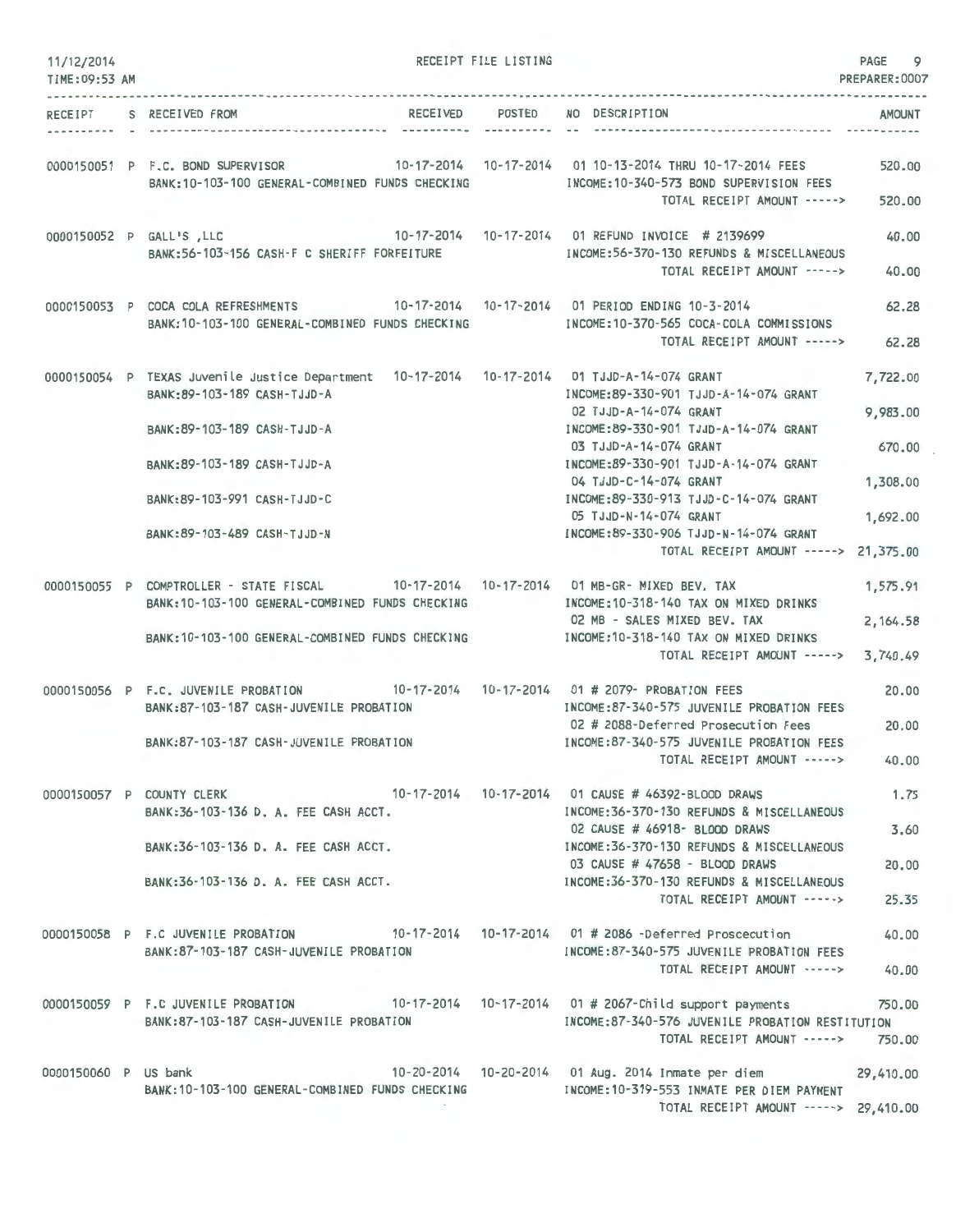11/12/2014 RECEIPT FILE LISTING
TIME:09:53 AM PREPARER:0007

| RECEIPT | S | RECEIVED FROM | RECEIVED | POSTED | NO | DESCRIPTION | AMOUNT |
|---|---|---|---|---|---|---|---|
| 0000150051 | P | F.C. BOND SUPERVISOR | 10-17-2014 | 10-17-2014 | 01 | 10-13-2014 THRU 10-17-2014 FEES | 520.00 |
| | | BANK:10-103-100 GENERAL-COMBINED FUNDS CHECKING | | | | INCOME:10-340-573 BOND SUPERVISION FEES | |
| | | | | | | TOTAL RECEIPT AMOUNT -----> | 520.00 |
| 0000150052 | P | GALL'S ,LLC | 10-17-2014 | 10-17-2014 | 01 | REFUND INVOICE # 2139699 | 40.00 |
| | | BANK:56-103-156 CASH-F C SHERIFF FORFEITURE | | | | INCOME:56-370-130 REFUNDS & MISCELLANEOUS | |
| | | | | | | TOTAL RECEIPT AMOUNT -----> | 40.00 |
| 0000150053 | P | COCA COLA REFRESHMENTS | 10-17-2014 | 10-17-2014 | 01 | PERIOD ENDING 10-3-2014 | 62.28 |
| | | BANK:10-103-100 GENERAL-COMBINED FUNDS CHECKING | | | | INCOME:10-370-565 COCA-COLA COMMISSIONS | |
| | | | | | | TOTAL RECEIPT AMOUNT -----> | 62.28 |
| 0000150054 | P | TEXAS Juvenile Justice Department | 10-17-2014 | 10-17-2014 | 01 | TJJD-A-14-074 GRANT | 7,722.00 |
| | | BANK:89-103-189 CASH-TJJD-A | | | | INCOME:89-330-901 TJJD-A-14-074 GRANT | |
| | | | | | 02 | TJJD-A-14-074 GRANT | 9,983.00 |
| | | BANK:89-103-189 CASH-TJJD-A | | | | INCOME:89-330-901 TJJD-A-14-074 GRANT | |
| | | | | | 03 | TJJD-A-14-074 GRANT | 670.00 |
| | | BANK:89-103-189 CASH-TJJD-A | | | | INCOME:89-330-901 TJJD-A-14-074 GRANT | |
| | | | | | 04 | TJJD-C-14-074 GRANT | 1,308.00 |
| | | BANK:89-103-991 CASH-TJJD-C | | | | INCOME:89-330-913 TJJD-C-14-074 GRANT | |
| | | | | | 05 | TJJD-N-14-074 GRANT | 1,692.00 |
| | | BANK:89-103-489 CASH-TJJD-N | | | | INCOME:89-330-906 TJJD-N-14-074 GRANT | |
| | | | | | | TOTAL RECEIPT AMOUNT -----> | 21,375.00 |
| 0000150055 | P | COMPTROLLER - STATE FISCAL | 10-17-2014 | 10-17-2014 | 01 | MB-GR- MIXED BEV. TAX | 1,575.91 |
| | | BANK:10-103-100 GENERAL-COMBINED FUNDS CHECKING | | | | INCOME:10-318-140 TAX ON MIXED DRINKS | |
| | | | | | 02 | MB - SALES MIXED BEV. TAX | 2,164.58 |
| | | BANK:10-103-100 GENERAL-COMBINED FUNDS CHECKING | | | | INCOME:10-318-140 TAX ON MIXED DRINKS | |
| | | | | | | TOTAL RECEIPT AMOUNT -----> | 3,740.49 |
| 0000150056 | P | F.C. JUVENILE PROBATION | 10-17-2014 | 10-17-2014 | 01 | # 2079- PROBATION FEES | 20.00 |
| | | BANK:87-103-187 CASH-JUVENILE PROBATION | | | | INCOME:87-340-575 JUVENILE PROBATION FEES | |
| | | | | | 02 | # 2088-Deferred Prosecution Fees | 20.00 |
| | | BANK:87-103-187 CASH-JUVENILE PROBATION | | | | INCOME:87-340-575 JUVENILE PROBATION FEES | |
| | | | | | | TOTAL RECEIPT AMOUNT -----> | 40.00 |
| 0000150057 | P | COUNTY CLERK | 10-17-2014 | 10-17-2014 | 01 | CAUSE # 46392-BLOOD DRAWS | 1.75 |
| | | BANK:36-103-136 D. A. FEE CASH ACCT. | | | | INCOME:36-370-130 REFUNDS & MISCELLANEOUS | |
| | | | | | 02 | CAUSE # 46918- BLOOD DRAWS | 3.60 |
| | | BANK:36-103-136 D. A. FEE CASH ACCT. | | | | INCOME:36-370-130 REFUNDS & MISCELLANEOUS | |
| | | | | | 03 | CAUSE # 47658 - BLOOD DRAWS | 20.00 |
| | | BANK:36-103-136 D. A. FEE CASH ACCT. | | | | INCOME:36-370-130 REFUNDS & MISCELLANEOUS | |
| | | | | | | TOTAL RECEIPT AMOUNT -----> | 25.35 |
| 0000150058 | P | F.C JUVENILE PROBATION | 10-17-2014 | 10-17-2014 | 01 | # 2086 -Deferred Proscecution | 40.00 |
| | | BANK:87-103-187 CASH-JUVENILE PROBATION | | | | INCOME:87-340-575 JUVENILE PROBATION FEES | |
| | | | | | | TOTAL RECEIPT AMOUNT -----> | 40.00 |
| 0000150059 | P | F.C JUVENILE PROBATION | 10-17-2014 | 10-17-2014 | 01 | # 2067-Child support payments | 750.00 |
| | | BANK:87-103-187 CASH-JUVENILE PROBATION | | | | INCOME:87-340-576 JUVENILE PROBATION RESTITUTION | |
| | | | | | | TOTAL RECEIPT AMOUNT -----> | 750.00 |
| 0000150060 | P | US bank | 10-20-2014 | 10-20-2014 | 01 | Aug. 2014 Inmate per diem | 29,410.00 |
| | | BANK:10-103-100 GENERAL-COMBINED FUNDS CHECKING | | | | INCOME:10-319-553 INMATE PER DIEM PAYMENT | |
| | | | | | | TOTAL RECEIPT AMOUNT -----> | 29,410.00 |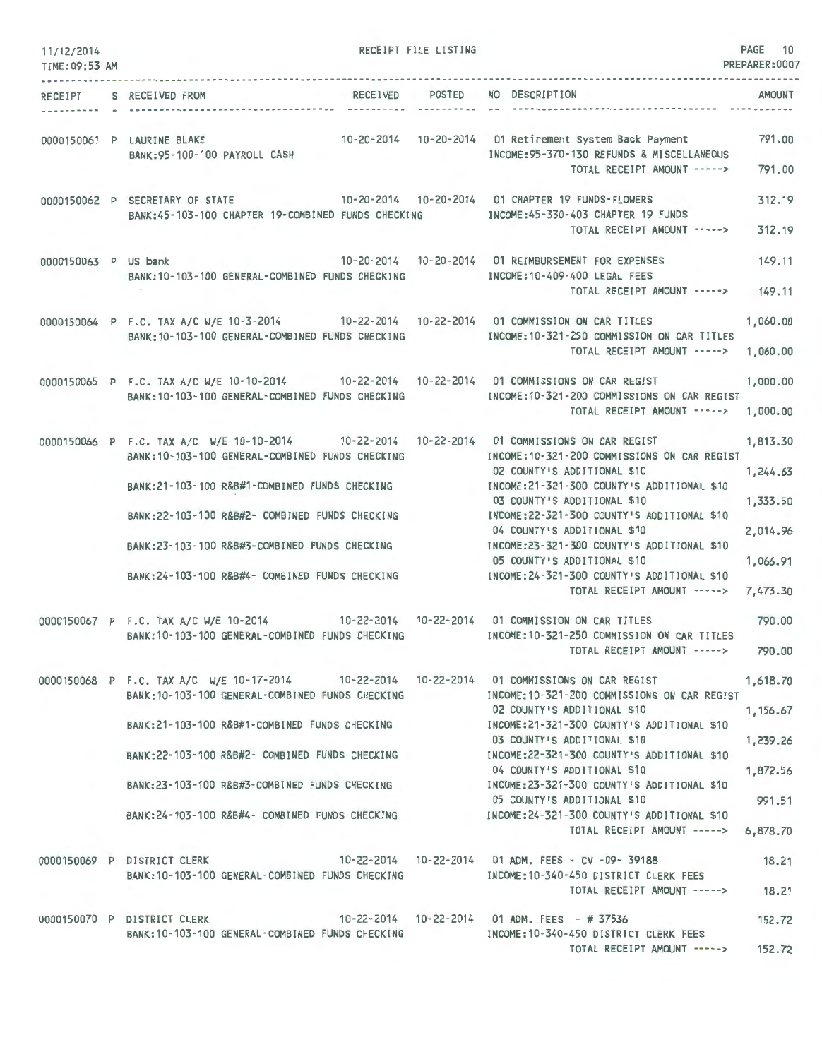RECEIPT FILE LISTING

PREPARER:0007

| RECEIPT | S | RECEIVED FROM | RECEIVED | POSTED | NO | DESCRIPTION | AMOUNT |
|---|---|---|---|---|---|---|---|
| 0000150061 | P | LAURINE BLAKE | 10-20-2014 | 10-20-2014 | 01 | Retirement System Back Payment | 791.00 |
| | | BANK:95-100-100 PAYROLL CASH | | | | INCOME:95-370-130 REFUNDS & MISCELLANEOUS | |
| | | | | | | TOTAL RECEIPT AMOUNT -----> | 791.00 |
| 0000150062 | P | SECRETARY OF STATE | 10-20-2014 | 10-20-2014 | 01 | CHAPTER 19 FUNDS-FLOWERS | 312.19 |
| | | BANK:45-103-100 CHAPTER 19-COMBINED FUNDS CHECKING | | | | INCOME:45-330-403 CHAPTER 19 FUNDS | |
| | | | | | | TOTAL RECEIPT AMOUNT -----> | 312.19 |
| 0000150063 | P | US bank | 10-20-2014 | 10-20-2014 | 01 | REIMBURSEMENT FOR EXPENSES | 149.11 |
| | | BANK:10-103-100 GENERAL-COMBINED FUNDS CHECKING | | | | INCOME:10-409-400 LEGAL FEES | |
| | | | | | | TOTAL RECEIPT AMOUNT -----> | 149.11 |
| 0000150064 | P | F.C. TAX A/C W/E 10-3-2014 | 10-22-2014 | 10-22-2014 | 01 | COMMISSION ON CAR TITLES | 1,060.00 |
| | | BANK:10-103-100 GENERAL-COMBINED FUNDS CHECKING | | | | INCOME:10-321-250 COMMISSION ON CAR TITLES | |
| | | | | | | TOTAL RECEIPT AMOUNT -----> | 1,060.00 |
| 0000150065 | P | F.C. TAX A/C W/E 10-10-2014 | 10-22-2014 | 10-22-2014 | 01 | COMMISSIONS ON CAR REGIST | 1,000.00 |
| | | BANK:10-103-100 GENERAL-COMBINED FUNDS CHECKING | | | | INCOME:10-321-200 COMMISSIONS ON CAR REGIST | |
| | | | | | | TOTAL RECEIPT AMOUNT -----> | 1,000.00 |
| 0000150066 | P | F.C. TAX A/C W/E 10-10-2014 | 10-22-2014 | 10-22-2014 | 01 | COMMISSIONS ON CAR REGIST | 1,813.30 |
| | | BANK:10-103-100 GENERAL-COMBINED FUNDS CHECKING | | | | INCOME:10-321-200 COMMISSIONS ON CAR REGIST | |
| | | | | | 02 | COUNTY'S ADDITIONAL $10 | 1,244.63 |
| | | BANK:21-103-100 R&B#1-COMBINED FUNDS CHECKING | | | | INCOME:21-321-300 COUNTY'S ADDITIONAL $10 | |
| | | | | | 03 | COUNTY'S ADDITIONAL $10 | 1,333.50 |
| | | BANK:22-103-100 R&B#2- COMBINED FUNDS CHECKING | | | | INCOME:22-321-300 COUNTY'S ADDITIONAL $10 | |
| | | | | | 04 | COUNTY'S ADDITIONAL $10 | 2,014.96 |
| | | BANK:23-103-100 R&B#3-COMBINED FUNDS CHECKING | | | | INCOME:23-321-300 COUNTY'S ADDITIONAL $10 | |
| | | | | | 05 | COUNTY'S ADDITIONAL $10 | 1,066.91 |
| | | BANK:24-103-100 R&B#4- COMBINED FUNDS CHECKING | | | | INCOME:24-321-300 COUNTY'S ADDITIONAL $10 | |
| | | | | | | TOTAL RECEIPT AMOUNT -----> | 7,473.30 |
| 0000150067 | P | F.C. TAX A/C W/E 10-2014 | 10-22-2014 | 10-22-2014 | 01 | COMMISSION ON CAR TITLES | 790.00 |
| | | BANK:10-103-100 GENERAL-COMBINED FUNDS CHECKING | | | | INCOME:10-321-250 COMMISSION ON CAR TITLES | |
| | | | | | | TOTAL RECEIPT AMOUNT -----> | 790.00 |
| 0000150068 | P | F.C. TAX A/C W/E 10-17-2014 | 10-22-2014 | 10-22-2014 | 01 | COMMISSIONS ON CAR REGIST | 1,618.70 |
| | | BANK:10-103-100 GENERAL-COMBINED FUNDS CHECKING | | | | INCOME:10-321-200 COMMISSIONS ON CAR REGIST | |
| | | | | | 02 | COUNTY'S ADDITIONAL $10 | 1,156.67 |
| | | BANK:21-103-100 R&B#1-COMBINED FUNDS CHECKING | | | | INCOME:21-321-300 COUNTY'S ADDITIONAL $10 | |
| | | | | | 03 | COUNTY'S ADDITIONAL $10 | 1,239.26 |
| | | BANK:22-103-100 R&B#2- COMBINED FUNDS CHECKING | | | | INCOME:22-321-300 COUNTY'S ADDITIONAL $10 | |
| | | | | | 04 | COUNTY'S ADDITIONAL $10 | 1,872.56 |
| | | BANK:23-103-100 R&B#3-COMBINED FUNDS CHECKING | | | | INCOME:23-321-300 COUNTY'S ADDITIONAL $10 | |
| | | | | | 05 | COUNTY'S ADDITIONAL $10 | 991.51 |
| | | BANK:24-103-100 R&B#4- COMBINED FUNDS CHECKING | | | | INCOME:24-321-300 COUNTY'S ADDITIONAL $10 | |
| | | | | | | TOTAL RECEIPT AMOUNT -----> | 6,878.70 |
| 0000150069 | P | DISTRICT CLERK | 10-22-2014 | 10-22-2014 | 01 | ADM. FEES - CV -09- 39188 | 18.21 |
| | | BANK:10-103-100 GENERAL-COMBINED FUNDS CHECKING | | | | INCOME:10-340-450 DISTRICT CLERK FEES | |
| | | | | | | TOTAL RECEIPT AMOUNT -----> | 18.21 |
| 0000150070 | P | DISTRICT CLERK | 10-22-2014 | 10-22-2014 | 01 | ADM. FEES - # 37536 | 152.72 |
| | | BANK:10-103-100 GENERAL-COMBINED FUNDS CHECKING | | | | INCOME:10-340-450 DISTRICT CLERK FEES | |
| | | | | | | TOTAL RECEIPT AMOUNT -----> | 152.72 |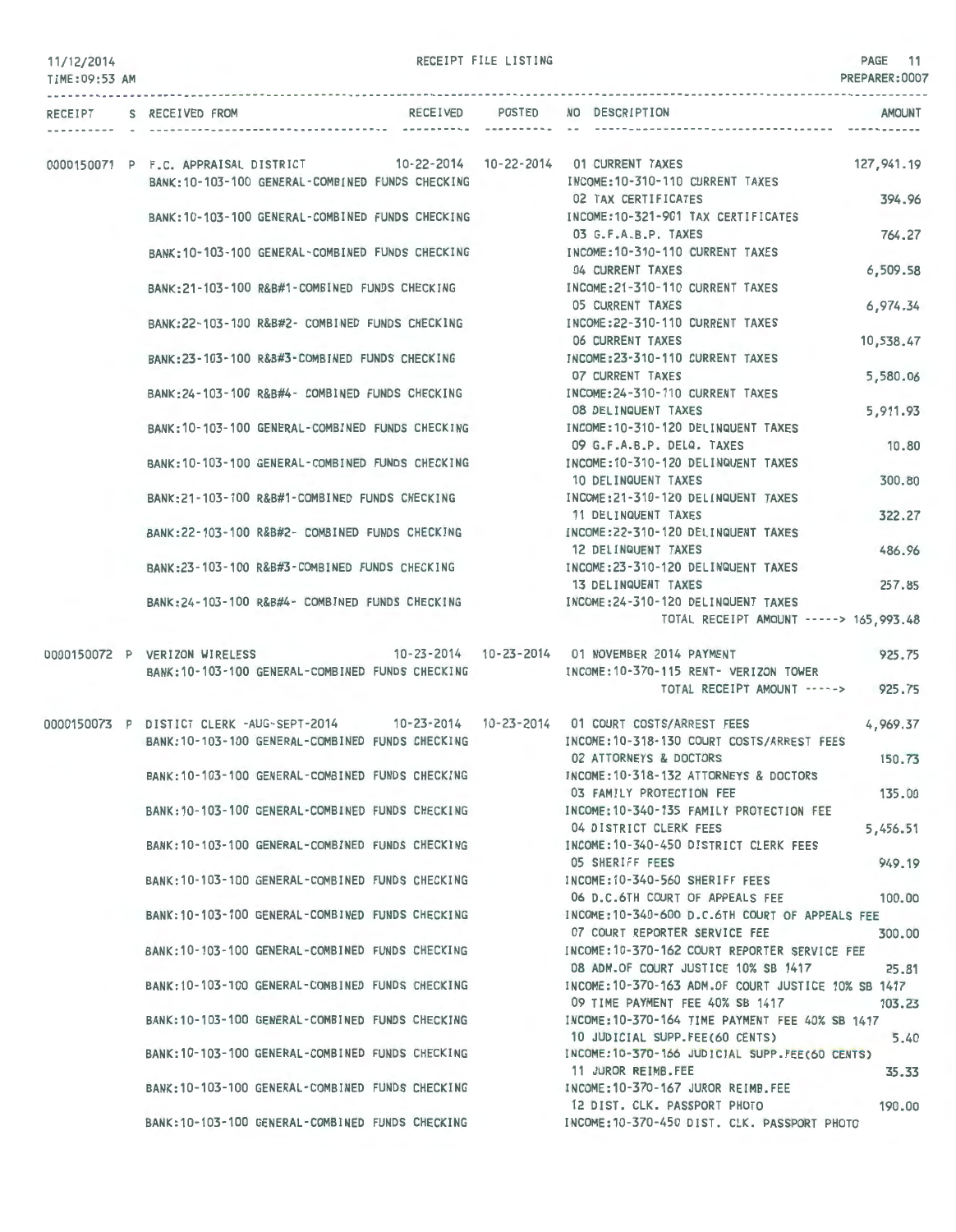RECEIPT FILE LISTING

11/12/2014
TIME:09:53 AM

PREPARER:0007

| RECEIPT | S | RECEIVED FROM | RECEIVED | POSTED | NO | DESCRIPTION | AMOUNT |
|---|---|---|---|---|---|---|---|
| 0000150071 | P | F.C. APPRAISAL DISTRICT | 10-22-2014 | 10-22-2014 | 01 | CURRENT TAXES | 127,941.19 |
| | | BANK:10-103-100 GENERAL-COMBINED FUNDS CHECKING | | | | INCOME:10-310-110 CURRENT TAXES | |
| | | | | | 02 | TAX CERTIFICATES | 394.96 |
| | | BANK:10-103-100 GENERAL-COMBINED FUNDS CHECKING | | | | INCOME:10-321-901 TAX CERTIFICATES | |
| | | | | | 03 | G.F.A.B.P. TAXES | 764.27 |
| | | BANK:10-103-100 GENERAL-COMBINED FUNDS CHECKING | | | | INCOME:10-310-110 CURRENT TAXES | |
| | | | | | 04 | CURRENT TAXES | 6,509.58 |
| | | BANK:21-103-100 R&B#1-COMBINED FUNDS CHECKING | | | | INCOME:21-310-110 CURRENT TAXES | |
| | | | | | 05 | CURRENT TAXES | 6,974.34 |
| | | BANK:22-103-100 R&B#2- COMBINED FUNDS CHECKING | | | | INCOME:22-310-110 CURRENT TAXES | |
| | | | | | 06 | CURRENT TAXES | 10,538.47 |
| | | BANK:23-103-100 R&B#3-COMBINED FUNDS CHECKING | | | | INCOME:23-310-110 CURRENT TAXES | |
| | | | | | 07 | CURRENT TAXES | 5,580.06 |
| | | BANK:24-103-100 R&B#4- COMBINED FUNDS CHECKING | | | | INCOME:24-310-110 CURRENT TAXES | |
| | | | | | 08 | DELINQUENT TAXES | 5,911.93 |
| | | BANK:10-103-100 GENERAL-COMBINED FUNDS CHECKING | | | | INCOME:10-310-120 DELINQUENT TAXES | |
| | | | | | 09 | G.F.A.B.P. DELQ. TAXES | 10.80 |
| | | BANK:10-103-100 GENERAL-COMBINED FUNDS CHECKING | | | | INCOME:10-310-120 DELINQUENT TAXES | |
| | | | | | 10 | DELINQUENT TAXES | 300.80 |
| | | BANK:21-103-100 R&B#1-COMBINED FUNDS CHECKING | | | | INCOME:21-310-120 DELINQUENT TAXES | |
| | | | | | 11 | DELINQUENT TAXES | 322.27 |
| | | BANK:22-103-100 R&B#2- COMBINED FUNDS CHECKING | | | | INCOME:22-310-120 DELINQUENT TAXES | |
| | | | | | 12 | DELINQUENT TAXES | 486.96 |
| | | BANK:23-103-100 R&B#3-COMBINED FUNDS CHECKING | | | | INCOME:23-310-120 DELINQUENT TAXES | |
| | | | | | 13 | DELINQUENT TAXES | 257.85 |
| | | BANK:24-103-100 R&B#4- COMBINED FUNDS CHECKING | | | | INCOME:24-310-120 DELINQUENT TAXES | |
| | | | | | | TOTAL RECEIPT AMOUNT -----> | 165,993.48 |
| 0000150072 | P | VERIZON WIRELESS | 10-23-2014 | 10-23-2014 | 01 | NOVEMBER 2014 PAYMENT | 925.75 |
| | | BANK:10-103-100 GENERAL-COMBINED FUNDS CHECKING | | | | INCOME:10-370-115 RENT- VERIZON TOWER | |
| | | | | | | TOTAL RECEIPT AMOUNT -----> | 925.75 |
| 0000150073 | P | DISTICT CLERK -AUG-SEPT-2014 | 10-23-2014 | 10-23-2014 | 01 | COURT COSTS/ARREST FEES | 4,969.37 |
| | | BANK:10-103-100 GENERAL-COMBINED FUNDS CHECKING | | | | INCOME:10-318-130 COURT COSTS/ARREST FEES | |
| | | | | | 02 | ATTORNEYS & DOCTORS | 150.73 |
| | | BANK:10-103-100 GENERAL-COMBINED FUNDS CHECKING | | | | INCOME:10-318-132 ATTORNEYS & DOCTORS | |
| | | | | | 03 | FAMILY PROTECTION FEE | 135.00 |
| | | BANK:10-103-100 GENERAL-COMBINED FUNDS CHECKING | | | | INCOME:10-340-135 FAMILY PROTECTION FEE | |
| | | | | | 04 | DISTRICT CLERK FEES | 5,456.51 |
| | | BANK:10-103-100 GENERAL-COMBINED FUNDS CHECKING | | | | INCOME:10-340-450 DISTRICT CLERK FEES | |
| | | | | | 05 | SHERIFF FEES | 949.19 |
| | | BANK:10-103-100 GENERAL-COMBINED FUNDS CHECKING | | | | INCOME:10-340-560 SHERIFF FEES | |
| | | | | | 06 | D.C.6TH COURT OF APPEALS FEE | 100.00 |
| | | BANK:10-103-100 GENERAL-COMBINED FUNDS CHECKING | | | | INCOME:10-340-600 D.C.6TH COURT OF APPEALS FEE | |
| | | | | | 07 | COURT REPORTER SERVICE FEE | 300.00 |
| | | BANK:10-103-100 GENERAL-COMBINED FUNDS CHECKING | | | | INCOME:10-370-162 COURT REPORTER SERVICE FEE | |
| | | | | | 08 | ADM.OF COURT JUSTICE 10% SB 1417 | 25.81 |
| | | BANK:10-103-100 GENERAL-COMBINED FUNDS CHECKING | | | | INCOME:10-370-163 ADM.OF COURT JUSTICE 10% SB 1417 | |
| | | | | | 09 | TIME PAYMENT FEE 40% SB 1417 | 103.23 |
| | | BANK:10-103-100 GENERAL-COMBINED FUNDS CHECKING | | | | INCOME:10-370-164 TIME PAYMENT FEE 40% SB 1417 | |
| | | | | | 10 | JUDICIAL SUPP.FEE(60 CENTS) | 5.40 |
| | | BANK:10-103-100 GENERAL-COMBINED FUNDS CHECKING | | | | INCOME:10-370-166 JUDICIAL SUPP.FEE(60 CENTS) | |
| | | | | | 11 | JUROR REIMB.FEE | 35.33 |
| | | BANK:10-103-100 GENERAL-COMBINED FUNDS CHECKING | | | | INCOME:10-370-167 JUROR REIMB.FEE | |
| | | | | | 12 | DIST. CLK. PASSPORT PHOTO | 190.00 |
| | | BANK:10-103-100 GENERAL-COMBINED FUNDS CHECKING | | | | INCOME:10-370-450 DIST. CLK. PASSPORT PHOTO | |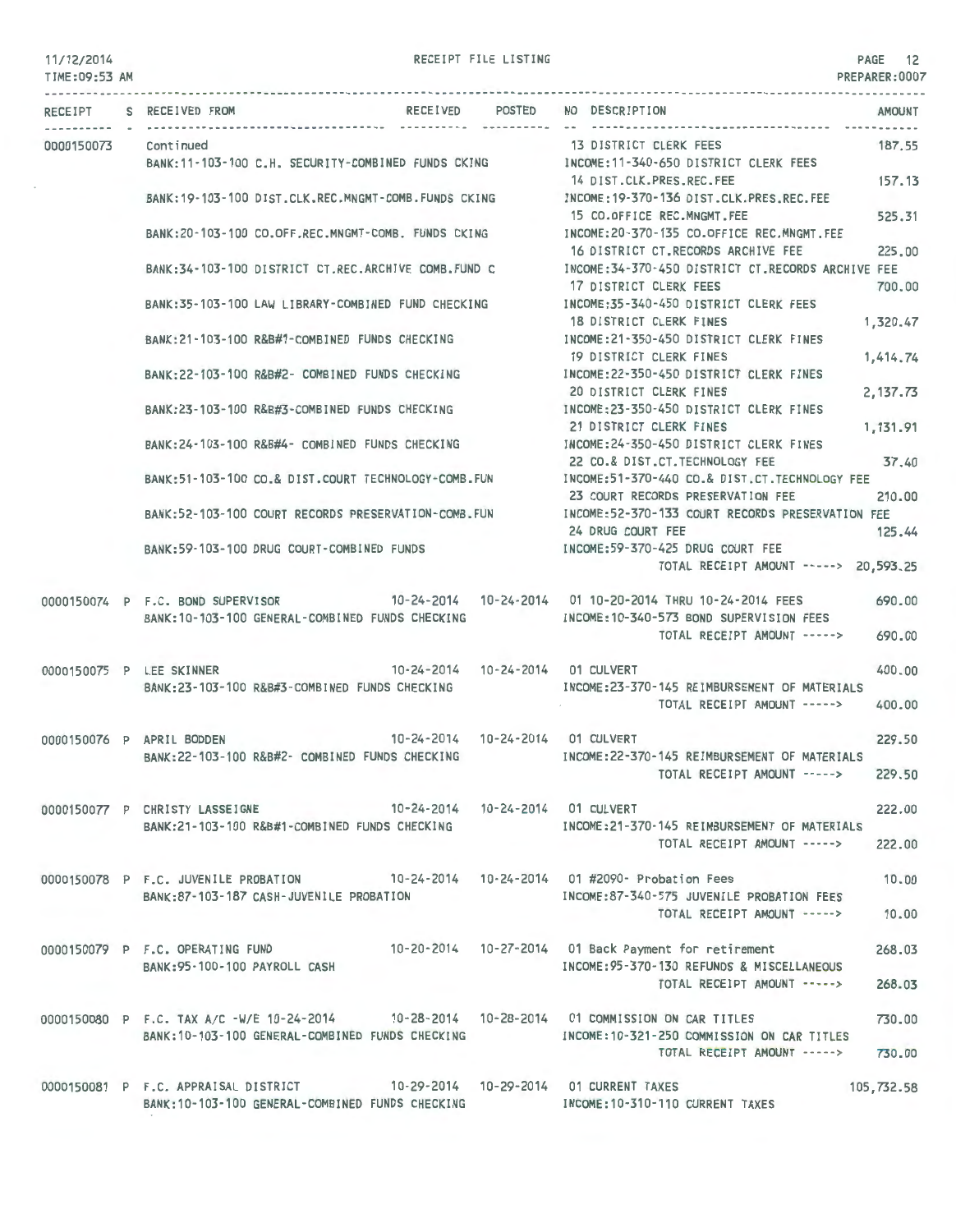| RECEIPT | S | RECEIVED FROM | RECEIVED | POSTED | NO | DESCRIPTION | AMOUNT |
|---|---|---|---|---|---|---|---|
| 0000150073 | | Continued | | | 13 | DISTRICT CLERK FEES | 187.55 |
| | | BANK:11-103-100 C.H. SECURITY-COMBINED FUNDS CKING | | | | INCOME:11-340-650 DISTRICT CLERK FEES | |
| | | | | | 14 | DIST.CLK.PRES.REC.FEE | 157.13 |
| | | BANK:19-103-100 DIST.CLK.REC.MNGMT-COMB.FUNDS CKING | | | | INCOME:19-370-136 DIST.CLK.PRES.REC.FEE | |
| | | | | | 15 | CO.OFFICE REC.MNGMT.FEE | 525.31 |
| | | BANK:20-103-100 CO.OFF.REC.MNGMT-COMB. FUNDS CKING | | | | INCOME:20-370-135 CO.OFFICE REC.MNGMT.FEE | |
| | | | | | 16 | DISTRICT CT.RECORDS ARCHIVE FEE | 225.00 |
| | | BANK:34-103-100 DISTRICT CT.REC.ARCHIVE COMB.FUND C | | | | INCOME:34-370-450 DISTRICT CT.RECORDS ARCHIVE FEE | |
| | | | | | 17 | DISTRICT CLERK FEES | 700.00 |
| | | BANK:35-103-100 LAW LIBRARY-COMBINED FUND CHECKING | | | | INCOME:35-340-450 DISTRICT CLERK FEES | |
| | | | | | 18 | DISTRICT CLERK FINES | 1,320.47 |
| | | BANK:21-103-100 R&B#1-COMBINED FUNDS CHECKING | | | | INCOME:21-350-450 DISTRICT CLERK FINES | |
| | | | | | 19 | DISTRICT CLERK FINES | 1,414.74 |
| | | BANK:22-103-100 R&B#2- COMBINED FUNDS CHECKING | | | | INCOME:22-350-450 DISTRICT CLERK FINES | |
| | | | | | 20 | DISTRICT CLERK FINES | 2,137.73 |
| | | BANK:23-103-100 R&B#3-COMBINED FUNDS CHECKING | | | | INCOME:23-350-450 DISTRICT CLERK FINES | |
| | | | | | 21 | DISTRICT CLERK FINES | 1,131.91 |
| | | BANK:24-103-100 R&B#4- COMBINED FUNDS CHECKING | | | | INCOME:24-350-450 DISTRICT CLERK FINES | |
| | | | | | 22 | CO.& DIST.CT.TECHNOLOGY FEE | 37.40 |
| | | BANK:51-103-100 CO.& DIST.COURT TECHNOLOGY-COMB.FUN | | | | INCOME:51-370-440 CO.& DIST.CT.TECHNOLOGY FEE | |
| | | | | | 23 | COURT RECORDS PRESERVATION FEE | 210.00 |
| | | BANK:52-103-100 COURT RECORDS PRESERVATION-COMB.FUN | | | | INCOME:52-370-133 COURT RECORDS PRESERVATION FEE | |
| | | | | | 24 | DRUG COURT FEE | 125.44 |
| | | BANK:59-103-100 DRUG COURT-COMBINED FUNDS | | | | INCOME:59-370-425 DRUG COURT FEE | |
| | | | | | | TOTAL RECEIPT AMOUNT -----> | 20,593.25 |
| 0000150074 | P | F.C. BOND SUPERVISOR | 10-24-2014 | 10-24-2014 | 01 | 10-20-2014 THRU 10-24-2014 FEES | 690.00 |
| | | BANK:10-103-100 GENERAL-COMBINED FUNDS CHECKING | | | | INCOME:10-340-573 BOND SUPERVISION FEES | |
| | | | | | | TOTAL RECEIPT AMOUNT -----> | 690.00 |
| 0000150075 | P | LEE SKINNER | 10-24-2014 | 10-24-2014 | 01 | CULVERT | 400.00 |
| | | BANK:23-103-100 R&B#3-COMBINED FUNDS CHECKING | | | | INCOME:23-370-145 REIMBURSEMENT OF MATERIALS | |
| | | | | | | TOTAL RECEIPT AMOUNT -----> | 400.00 |
| 0000150076 | P | APRIL BODDEN | 10-24-2014 | 10-24-2014 | 01 | CULVERT | 229.50 |
| | | BANK:22-103-100 R&B#2- COMBINED FUNDS CHECKING | | | | INCOME:22-370-145 REIMBURSEMENT OF MATERIALS | |
| | | | | | | TOTAL RECEIPT AMOUNT -----> | 229.50 |
| 0000150077 | P | CHRISTY LASSEIGNE | 10-24-2014 | 10-24-2014 | 01 | CULVERT | 222.00 |
| | | BANK:21-103-100 R&B#1-COMBINED FUNDS CHECKING | | | | INCOME:21-370-145 REIMBURSEMENT OF MATERIALS | |
| | | | | | | TOTAL RECEIPT AMOUNT -----> | 222.00 |
| 0000150078 | P | F.C. JUVENILE PROBATION | 10-24-2014 | 10-24-2014 | 01 | #2090- Probation Fees | 10.00 |
| | | BANK:87-103-187 CASH-JUVENILE PROBATION | | | | INCOME:87-340-575 JUVENILE PROBATION FEES | |
| | | | | | | TOTAL RECEIPT AMOUNT -----> | 10.00 |
| 0000150079 | P | F.C. OPERATING FUND | 10-20-2014 | 10-27-2014 | 01 | Back Payment for retirement | 268.03 |
| | | BANK:95-100-100 PAYROLL CASH | | | | INCOME:95-370-130 REFUNDS & MISCELLANEOUS | |
| | | | | | | TOTAL RECEIPT AMOUNT -----> | 268.03 |
| 0000150080 | P | F.C. TAX A/C -W/E 10-24-2014 | 10-28-2014 | 10-28-2014 | 01 | COMMISSION ON CAR TITLES | 730.00 |
| | | BANK:10-103-100 GENERAL-COMBINED FUNDS CHECKING | | | | INCOME:10-321-250 COMMISSION ON CAR TITLES | |
| | | | | | | TOTAL RECEIPT AMOUNT -----> | 730.00 |
| 0000150081 | P | F.C. APPRAISAL DISTRICT | 10-29-2014 | 10-29-2014 | 01 | CURRENT TAXES | 105,732.58 |
| | | BANK:10-103-100 GENERAL-COMBINED FUNDS CHECKING | | | | INCOME:10-310-110 CURRENT TAXES | |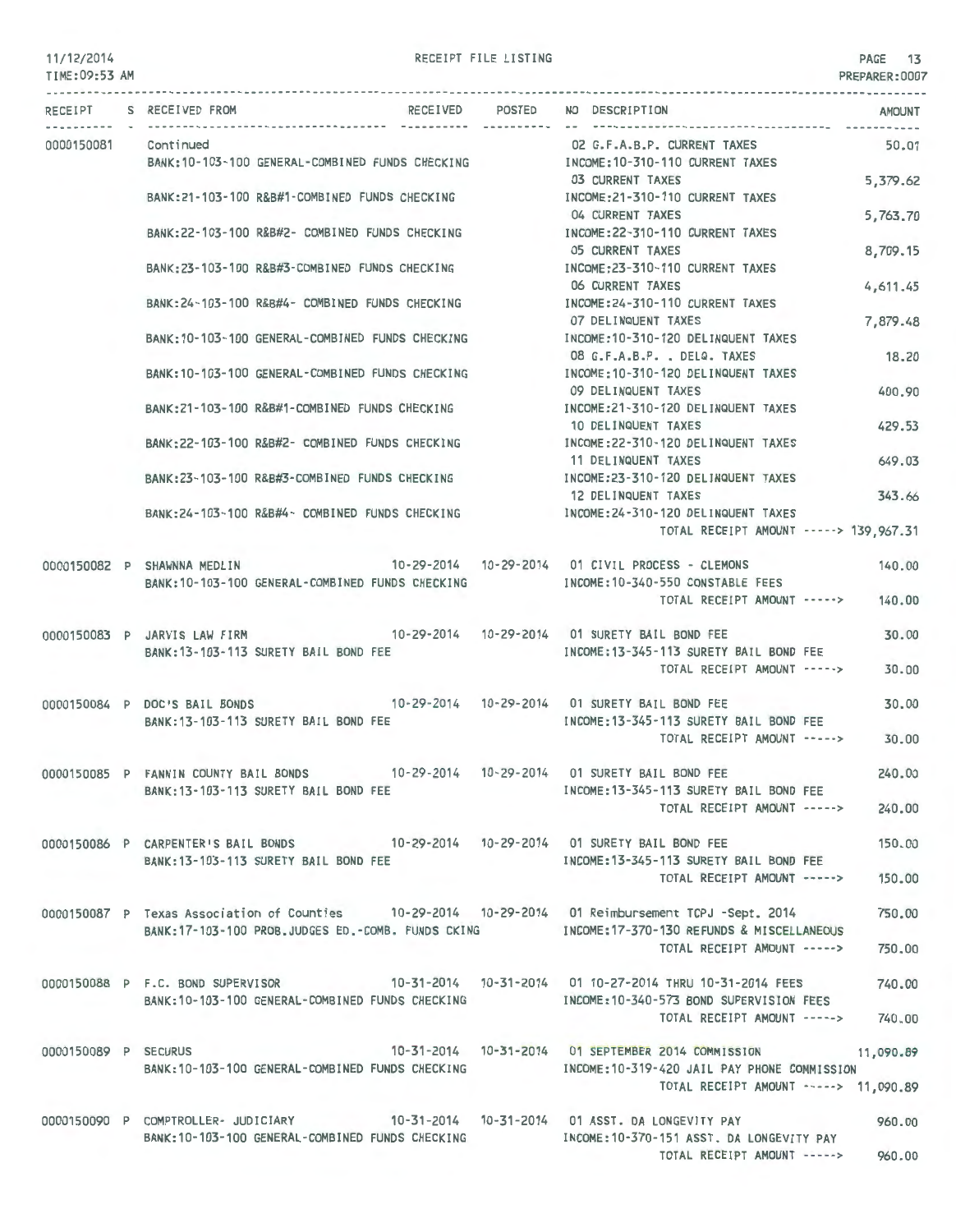RECEIPT FILE LISTING

| RECEIPT | S | RECEIVED FROM | RECEIVED | POSTED | NO | DESCRIPTION | AMOUNT |
|---|---|---|---|---|---|---|---|
| 0000150081 | | Continued | | | 02 | G.F.A.B.P. CURRENT TAXES | 50.01 |
| | | BANK:10-103-100 GENERAL-COMBINED FUNDS CHECKING | | | | INCOME:10-310-110 CURRENT TAXES | |
| | | | | | 03 | CURRENT TAXES | 5,379.62 |
| | | BANK:21-103-100 R&B#1-COMBINED FUNDS CHECKING | | | | INCOME:21-310-110 CURRENT TAXES | |
| | | | | | 04 | CURRENT TAXES | 5,763.70 |
| | | BANK:22-103-100 R&B#2- COMBINED FUNDS CHECKING | | | | INCOME:22-310-110 CURRENT TAXES | |
| | | | | | 05 | CURRENT TAXES | 8,709.15 |
| | | BANK:23-103-100 R&B#3-COMBINED FUNDS CHECKING | | | | INCOME:23-310-110 CURRENT TAXES | |
| | | | | | 06 | CURRENT TAXES | 4,611.45 |
| | | BANK:24-103-100 R&B#4- COMBINED FUNDS CHECKING | | | | INCOME:24-310-110 CURRENT TAXES | |
| | | | | | 07 | DELINQUENT TAXES | 7,879.48 |
| | | BANK:10-103-100 GENERAL-COMBINED FUNDS CHECKING | | | | INCOME:10-310-120 DELINQUENT TAXES | |
| | | | | | 08 | G.F.A.B.P. . DELQ. TAXES | 18.20 |
| | | BANK:10-103-100 GENERAL-COMBINED FUNDS CHECKING | | | | INCOME:10-310-120 DELINQUENT TAXES | |
| | | | | | 09 | DELINQUENT TAXES | 400.90 |
| | | BANK:21-103-100 R&B#1-COMBINED FUNDS CHECKING | | | | INCOME:21-310-120 DELINQUENT TAXES | |
| | | | | | 10 | DELINQUENT TAXES | 429.53 |
| | | BANK:22-103-100 R&B#2- COMBINED FUNDS CHECKING | | | | INCOME:22-310-120 DELINQUENT TAXES | |
| | | | | | 11 | DELINQUENT TAXES | 649.03 |
| | | BANK:23-103-100 R&B#3-COMBINED FUNDS CHECKING | | | | INCOME:23-310-120 DELINQUENT TAXES | |
| | | | | | 12 | DELINQUENT TAXES | 343.66 |
| | | BANK:24-103-100 R&B#4- COMBINED FUNDS CHECKING | | | | INCOME:24-310-120 DELINQUENT TAXES | |
| | | | | | | TOTAL RECEIPT AMOUNT -----> | 139,967.31 |
| 0000150082 | P | SHAWNNA MEDLIN | 10-29-2014 | 10-29-2014 | 01 | CIVIL PROCESS - CLEMONS | 140.00 |
| | | BANK:10-103-100 GENERAL-COMBINED FUNDS CHECKING | | | | INCOME:10-340-550 CONSTABLE FEES | |
| | | | | | | TOTAL RECEIPT AMOUNT -----> | 140.00 |
| 0000150083 | P | JARVIS LAW FIRM | 10-29-2014 | 10-29-2014 | 01 | SURETY BAIL BOND FEE | 30.00 |
| | | BANK:13-103-113 SURETY BAIL BOND FEE | | | | INCOME:13-345-113 SURETY BAIL BOND FEE | |
| | | | | | | TOTAL RECEIPT AMOUNT -----> | 30.00 |
| 0000150084 | P | DOC'S BAIL BONDS | 10-29-2014 | 10-29-2014 | 01 | SURETY BAIL BOND FEE | 30.00 |
| | | BANK:13-103-113 SURETY BAIL BOND FEE | | | | INCOME:13-345-113 SURETY BAIL BOND FEE | |
| | | | | | | TOTAL RECEIPT AMOUNT -----> | 30.00 |
| 0000150085 | P | FANNIN COUNTY BAIL BONDS | 10-29-2014 | 10-29-2014 | 01 | SURETY BAIL BOND FEE | 240.00 |
| | | BANK:13-103-113 SURETY BAIL BOND FEE | | | | INCOME:13-345-113 SURETY BAIL BOND FEE | |
| | | | | | | TOTAL RECEIPT AMOUNT -----> | 240.00 |
| 0000150086 | P | CARPENTER'S BAIL BONDS | 10-29-2014 | 10-29-2014 | 01 | SURETY BAIL BOND FEE | 150.00 |
| | | BANK:13-103-113 SURETY BAIL BOND FEE | | | | INCOME:13-345-113 SURETY BAIL BOND FEE | |
| | | | | | | TOTAL RECEIPT AMOUNT -----> | 150.00 |
| 0000150087 | P | Texas Association of Counties | 10-29-2014 | 10-29-2014 | 01 | Reimbursement TCPJ -Sept. 2014 | 750.00 |
| | | BANK:17-103-100 PROB.JUDGES ED.-COMB. FUNDS CKING | | | | INCOME:17-370-130 REFUNDS & MISCELLANEOUS | |
| | | | | | | TOTAL RECEIPT AMOUNT -----> | 750.00 |
| 0000150088 | P | F.C. BOND SUPERVISOR | 10-31-2014 | 10-31-2014 | 01 | 10-27-2014 THRU 10-31-2014 FEES | 740.00 |
| | | BANK:10-103-100 GENERAL-COMBINED FUNDS CHECKING | | | | INCOME:10-340-573 BOND SUPERVISION FEES | |
| | | | | | | TOTAL RECEIPT AMOUNT -----> | 740.00 |
| 0000150089 | P | SECURUS | 10-31-2014 | 10-31-2014 | 01 | SEPTEMBER 2014 COMMISSION | 11,090.89 |
| | | BANK:10-103-100 GENERAL-COMBINED FUNDS CHECKING | | | | INCOME:10-319-420 JAIL PAY PHONE COMMISSION | |
| | | | | | | TOTAL RECEIPT AMOUNT -----> | 11,090.89 |
| 0000150090 | P | COMPTROLLER- JUDICIARY | 10-31-2014 | 10-31-2014 | 01 | ASST. DA LONGEVITY PAY | 960.00 |
| | | BANK:10-103-100 GENERAL-COMBINED FUNDS CHECKING | | | | INCOME:10-370-151 ASST. DA LONGEVITY PAY | |
| | | | | | | TOTAL RECEIPT AMOUNT -----> | 960.00 |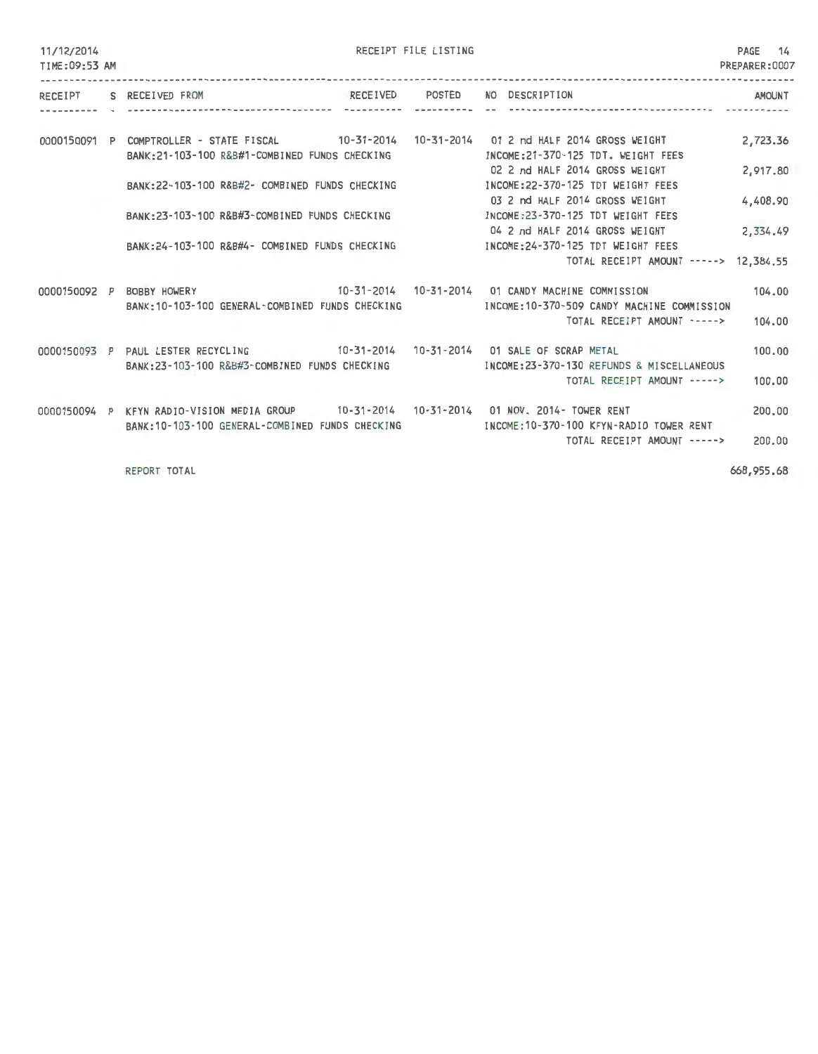RECEIPT FILE LISTING

| RECEIPT | S | RECEIVED FROM | RECEIVED | POSTED | NO | DESCRIPTION | AMOUNT |
|---|---|---|---|---|---|---|---|
| 0000150091 | P | COMPTROLLER - STATE FISCAL | 10-31-2014 | 10-31-2014 | 01 | 2 nd HALF 2014 GROSS WEIGHT | 2,723.36 |
| | | BANK:21-103-100 R&B#1-COMBINED FUNDS CHECKING | | | | INCOME:21-370-125 TDT. WEIGHT FEES | |
| | | | | | 02 | 2 nd HALF 2014 GROSS WEIGHT | 2,917.80 |
| | | BANK:22-103-100 R&B#2- COMBINED FUNDS CHECKING | | | | INCOME:22-370-125 TDT WEIGHT FEES | |
| | | | | | 03 | 2 nd HALF 2014 GROSS WEIGHT | 4,408.90 |
| | | BANK:23-103-100 R&B#3-COMBINED FUNDS CHECKING | | | | INCOME:23-370-125 TDT WEIGHT FEES | |
| | | | | | 04 | 2 nd HALF 2014 GROSS WEIGHT | 2,334.49 |
| | | BANK:24-103-100 R&B#4- COMBINED FUNDS CHECKING | | | | INCOME:24-370-125 TDT WEIGHT FEES | |
| | | | | | | TOTAL RECEIPT AMOUNT -----> | 12,384.55 |
| 0000150092 | P | BOBBY HOWERY | 10-31-2014 | 10-31-2014 | 01 | CANDY MACHINE COMMISSION | 104.00 |
| | | BANK:10-103-100 GENERAL-COMBINED FUNDS CHECKING | | | | INCOME:10-370-509 CANDY MACHINE COMMISSION | |
| | | | | | | TOTAL RECEIPT AMOUNT -----> | 104.00 |
| 0000150093 | P | PAUL LESTER RECYCLING | 10-31-2014 | 10-31-2014 | 01 | SALE OF SCRAP METAL | 100.00 |
| | | BANK:23-103-100 R&B#3-COMBINED FUNDS CHECKING | | | | INCOME:23-370-130 REFUNDS & MISCELLANEOUS | |
| | | | | | | TOTAL RECEIPT AMOUNT -----> | 100.00 |
| 0000150094 | P | KFYN RADIO-VISION MEDIA GROUP | 10-31-2014 | 10-31-2014 | 01 | NOV. 2014- TOWER RENT | 200.00 |
| | | BANK:10-103-100 GENERAL-COMBINED FUNDS CHECKING | | | | INCOME:10-370-100 KFYN-RADIO TOWER RENT | |
| | | | | | | TOTAL RECEIPT AMOUNT -----> | 200.00 |
| | | REPORT TOTAL | | | | | 668,955.68 |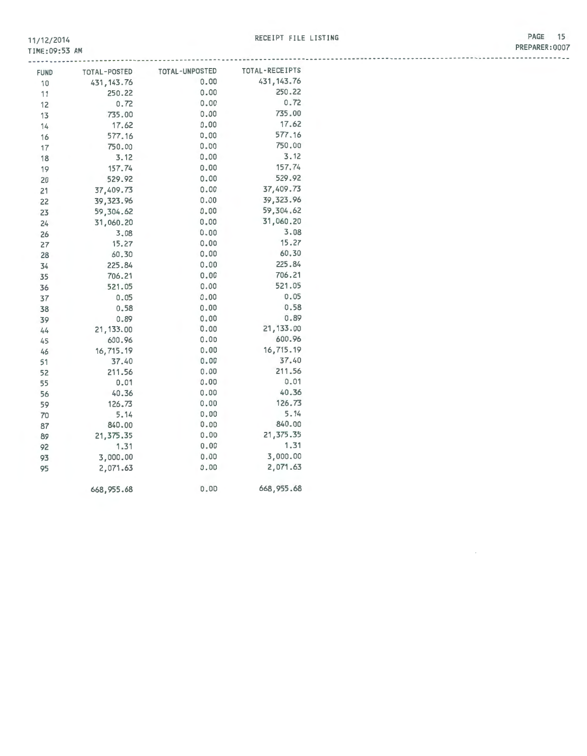11/12/2014
TIME:09:53 AM

RECEIPT FILE LISTING

PREPARER:0007

| FUND | TOTAL-POSTED | TOTAL-UNPOSTED | TOTAL-RECEIPTS |
|---|---|---|---|
| 10 | 431,143.76 | 0.00 | 431,143.76 |
| 11 | 250.22 | 0.00 | 250.22 |
| 12 | 0.72 | 0.00 | 0.72 |
| 13 | 735.00 | 0.00 | 735.00 |
| 14 | 17.62 | 0.00 | 17.62 |
| 16 | 577.16 | 0.00 | 577.16 |
| 17 | 750.00 | 0.00 | 750.00 |
| 18 | 3.12 | 0.00 | 3.12 |
| 19 | 157.74 | 0.00 | 157.74 |
| 20 | 529.92 | 0.00 | 529.92 |
| 21 | 37,409.73 | 0.00 | 37,409.73 |
| 22 | 39,323.96 | 0.00 | 39,323.96 |
| 23 | 59,304.62 | 0.00 | 59,304.62 |
| 24 | 31,060.20 | 0.00 | 31,060.20 |
| 26 | 3.08 | 0.00 | 3.08 |
| 27 | 15.27 | 0.00 | 15.27 |
| 28 | 60.30 | 0.00 | 60.30 |
| 34 | 225.84 | 0.00 | 225.84 |
| 35 | 706.21 | 0.00 | 706.21 |
| 36 | 521.05 | 0.00 | 521.05 |
| 37 | 0.05 | 0.00 | 0.05 |
| 38 | 0.58 | 0.00 | 0.58 |
| 39 | 0.89 | 0.00 | 0.89 |
| 44 | 21,133.00 | 0.00 | 21,133.00 |
| 45 | 600.96 | 0.00 | 600.96 |
| 46 | 16,715.19 | 0.00 | 16,715.19 |
| 51 | 37.40 | 0.00 | 37.40 |
| 52 | 211.56 | 0.00 | 211.56 |
| 55 | 0.01 | 0.00 | 0.01 |
| 56 | 40.36 | 0.00 | 40.36 |
| 59 | 126.73 | 0.00 | 126.73 |
| 70 | 5.14 | 0.00 | 5.14 |
| 87 | 840.00 | 0.00 | 840.00 |
| 89 | 21,375.35 | 0.00 | 21,375.35 |
| 92 | 1.31 | 0.00 | 1.31 |
| 93 | 3,000.00 | 0.00 | 3,000.00 |
| 95 | 2,071.63 | 0.00 | 2,071.63 |
| | 668,955.68 | 0.00 | 668,955.68 |